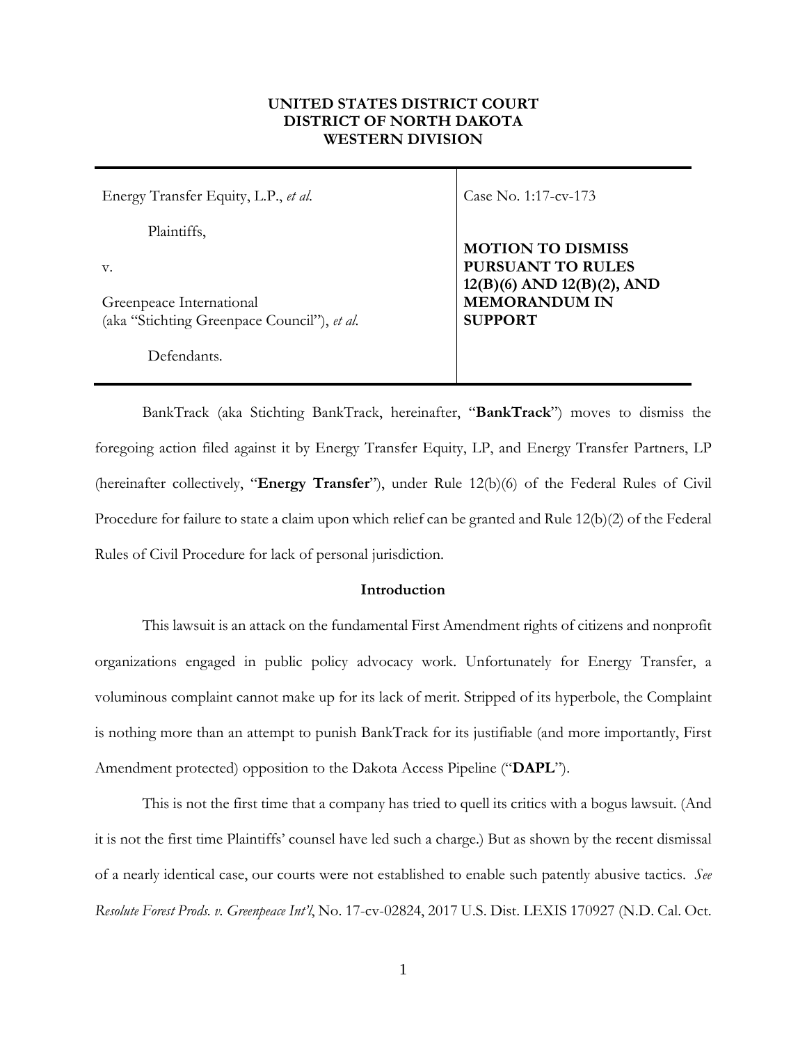**UNITED STATES DISTRICT COURT**
**DISTRICT OF NORTH DAKOTA**
**WESTERN DIVISION**

| | |
|---|---|
| Energy Transfer Equity, L.P., *et al.*<br><br>Plaintiffs,<br><br>v.<br><br>Greenpeace International<br>(aka "Stichting Greenpace Council"), *et al.*<br><br>Defendants. | Case No. 1:17-cv-173<br><br>**MOTION TO DISMISS PURSUANT TO RULES 12(B)(6) AND 12(B)(2), AND MEMORANDUM IN SUPPORT** |

BankTrack (aka Stichting BankTrack, hereinafter, "**BankTrack**") moves to dismiss the foregoing action filed against it by Energy Transfer Equity, LP, and Energy Transfer Partners, LP (hereinafter collectively, "**Energy Transfer**"), under Rule 12(b)(6) of the Federal Rules of Civil Procedure for failure to state a claim upon which relief can be granted and Rule 12(b)(2) of the Federal Rules of Civil Procedure for lack of personal jurisdiction.

## Introduction

This lawsuit is an attack on the fundamental First Amendment rights of citizens and nonprofit organizations engaged in public policy advocacy work. Unfortunately for Energy Transfer, a voluminous complaint cannot make up for its lack of merit. Stripped of its hyperbole, the Complaint is nothing more than an attempt to punish BankTrack for its justifiable (and more importantly, First Amendment protected) opposition to the Dakota Access Pipeline ("**DAPL**").

This is not the first time that a company has tried to quell its critics with a bogus lawsuit. (And it is not the first time Plaintiffs' counsel have led such a charge.) But as shown by the recent dismissal of a nearly identical case, our courts were not established to enable such patently abusive tactics. *See Resolute Forest Prods. v. Greenpeace Int'l*, No. 17-cv-02824, 2017 U.S. Dist. LEXIS 170927 (N.D. Cal. Oct.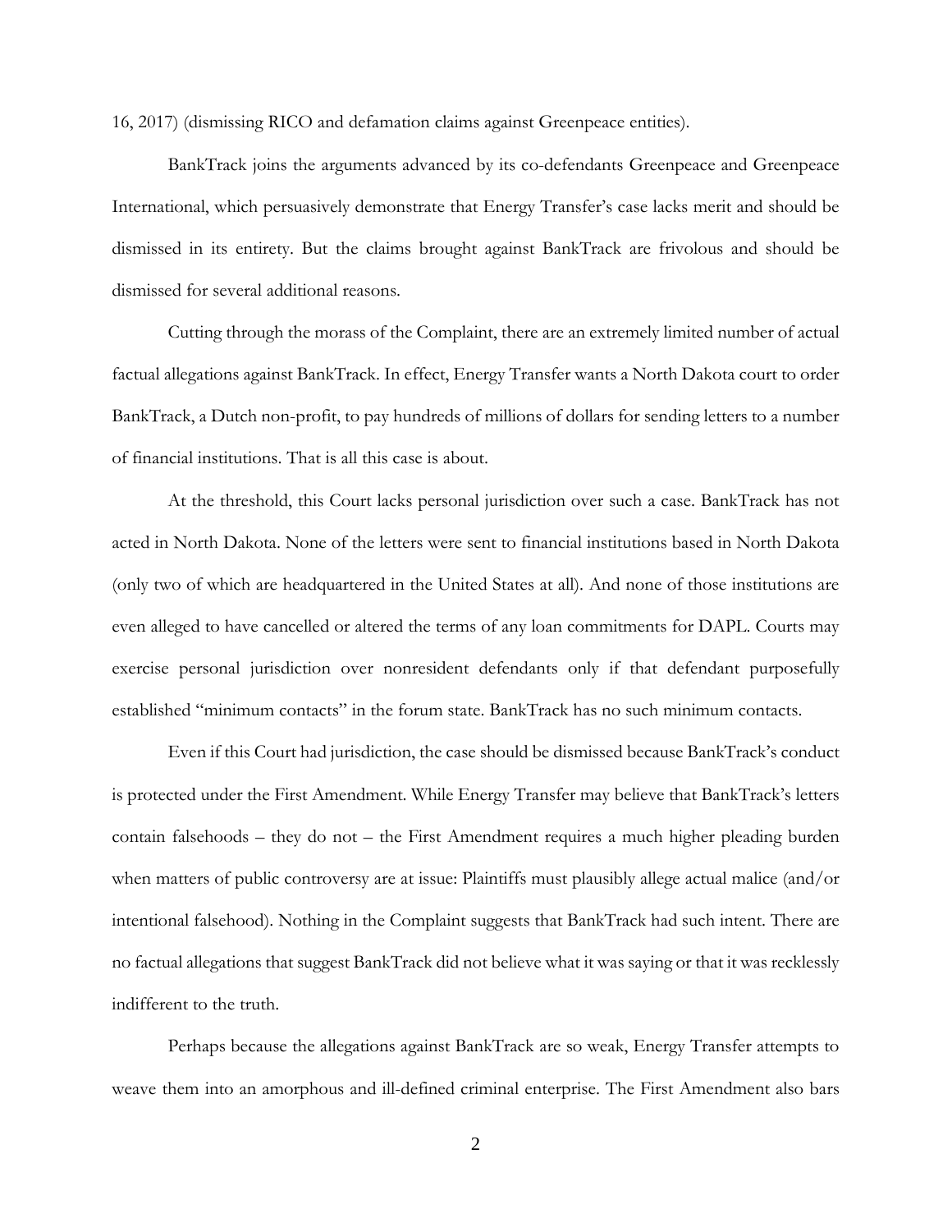16, 2017) (dismissing RICO and defamation claims against Greenpeace entities).

BankTrack joins the arguments advanced by its co-defendants Greenpeace and Greenpeace International, which persuasively demonstrate that Energy Transfer's case lacks merit and should be dismissed in its entirety. But the claims brought against BankTrack are frivolous and should be dismissed for several additional reasons.

Cutting through the morass of the Complaint, there are an extremely limited number of actual factual allegations against BankTrack. In effect, Energy Transfer wants a North Dakota court to order BankTrack, a Dutch non-profit, to pay hundreds of millions of dollars for sending letters to a number of financial institutions. That is all this case is about.

At the threshold, this Court lacks personal jurisdiction over such a case. BankTrack has not acted in North Dakota. None of the letters were sent to financial institutions based in North Dakota (only two of which are headquartered in the United States at all). And none of those institutions are even alleged to have cancelled or altered the terms of any loan commitments for DAPL. Courts may exercise personal jurisdiction over nonresident defendants only if that defendant purposefully established "minimum contacts" in the forum state. BankTrack has no such minimum contacts.

Even if this Court had jurisdiction, the case should be dismissed because BankTrack's conduct is protected under the First Amendment. While Energy Transfer may believe that BankTrack's letters contain falsehoods – they do not – the First Amendment requires a much higher pleading burden when matters of public controversy are at issue: Plaintiffs must plausibly allege actual malice (and/or intentional falsehood). Nothing in the Complaint suggests that BankTrack had such intent. There are no factual allegations that suggest BankTrack did not believe what it was saying or that it was recklessly indifferent to the truth.

Perhaps because the allegations against BankTrack are so weak, Energy Transfer attempts to weave them into an amorphous and ill-defined criminal enterprise. The First Amendment also bars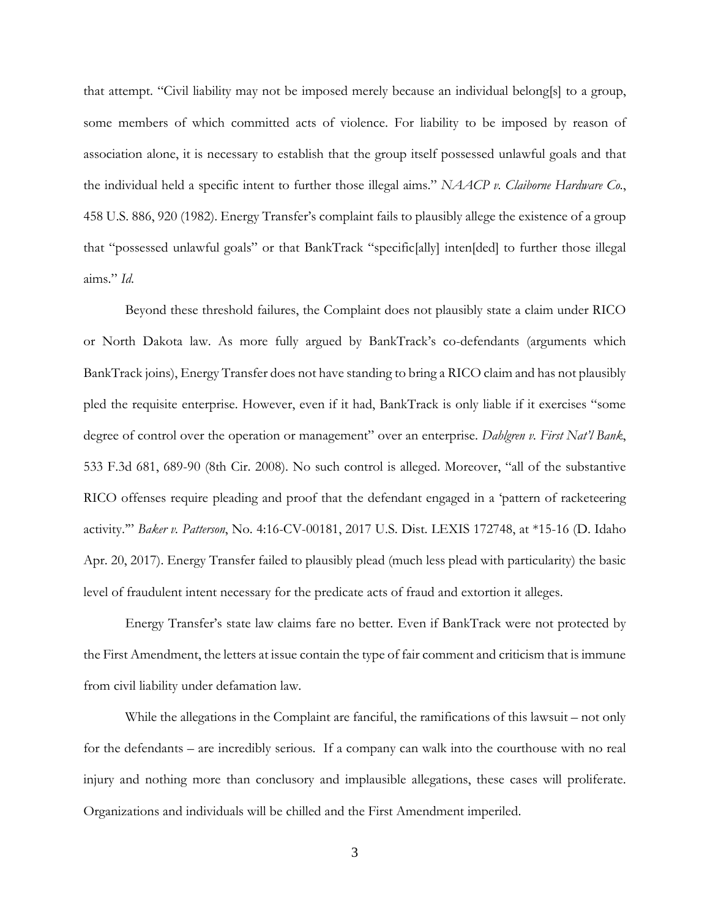that attempt. "Civil liability may not be imposed merely because an individual belong[s] to a group, some members of which committed acts of violence. For liability to be imposed by reason of association alone, it is necessary to establish that the group itself possessed unlawful goals and that the individual held a specific intent to further those illegal aims." *NAACP v. Claiborne Hardware Co.*, 458 U.S. 886, 920 (1982). Energy Transfer's complaint fails to plausibly allege the existence of a group that "possessed unlawful goals" or that BankTrack "specific[ally] inten[ded] to further those illegal aims." *Id.*

Beyond these threshold failures, the Complaint does not plausibly state a claim under RICO or North Dakota law. As more fully argued by BankTrack's co-defendants (arguments which BankTrack joins), Energy Transfer does not have standing to bring a RICO claim and has not plausibly pled the requisite enterprise. However, even if it had, BankTrack is only liable if it exercises "some degree of control over the operation or management" over an enterprise. *Dahlgren v. First Nat'l Bank*, 533 F.3d 681, 689-90 (8th Cir. 2008). No such control is alleged. Moreover, "all of the substantive RICO offenses require pleading and proof that the defendant engaged in a 'pattern of racketeering activity.'" *Baker v. Patterson*, No. 4:16-CV-00181, 2017 U.S. Dist. LEXIS 172748, at *15-16 (D. Idaho Apr. 20, 2017). Energy Transfer failed to plausibly plead (much less plead with particularity) the basic level of fraudulent intent necessary for the predicate acts of fraud and extortion it alleges.

Energy Transfer's state law claims fare no better. Even if BankTrack were not protected by the First Amendment, the letters at issue contain the type of fair comment and criticism that is immune from civil liability under defamation law.

While the allegations in the Complaint are fanciful, the ramifications of this lawsuit – not only for the defendants – are incredibly serious. If a company can walk into the courthouse with no real injury and nothing more than conclusory and implausible allegations, these cases will proliferate. Organizations and individuals will be chilled and the First Amendment imperiled.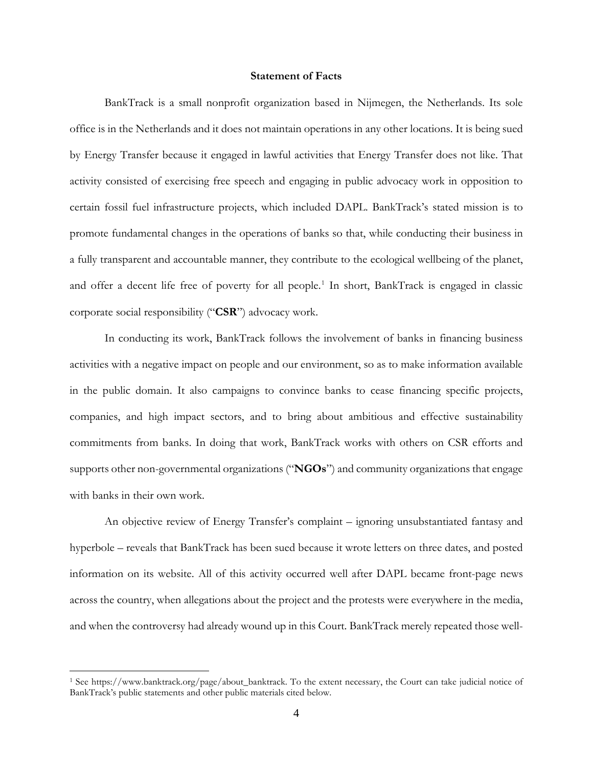**Statement of Facts**

BankTrack is a small nonprofit organization based in Nijmegen, the Netherlands. Its sole office is in the Netherlands and it does not maintain operations in any other locations. It is being sued by Energy Transfer because it engaged in lawful activities that Energy Transfer does not like. That activity consisted of exercising free speech and engaging in public advocacy work in opposition to certain fossil fuel infrastructure projects, which included DAPL. BankTrack's stated mission is to promote fundamental changes in the operations of banks so that, while conducting their business in a fully transparent and accountable manner, they contribute to the ecological wellbeing of the planet, and offer a decent life free of poverty for all people.[1] In short, BankTrack is engaged in classic corporate social responsibility ("**CSR**") advocacy work.

In conducting its work, BankTrack follows the involvement of banks in financing business activities with a negative impact on people and our environment, so as to make information available in the public domain. It also campaigns to convince banks to cease financing specific projects, companies, and high impact sectors, and to bring about ambitious and effective sustainability commitments from banks. In doing that work, BankTrack works with others on CSR efforts and supports other non-governmental organizations ("**NGOs**") and community organizations that engage with banks in their own work.

An objective review of Energy Transfer's complaint – ignoring unsubstantiated fantasy and hyperbole – reveals that BankTrack has been sued because it wrote letters on three dates, and posted information on its website. All of this activity occurred well after DAPL became front-page news across the country, when allegations about the project and the protests were everywhere in the media, and when the controversy had already wound up in this Court. BankTrack merely repeated those well-

[1] See https://www.banktrack.org/page/about_banktrack. To the extent necessary, the Court can take judicial notice of BankTrack's public statements and other public materials cited below.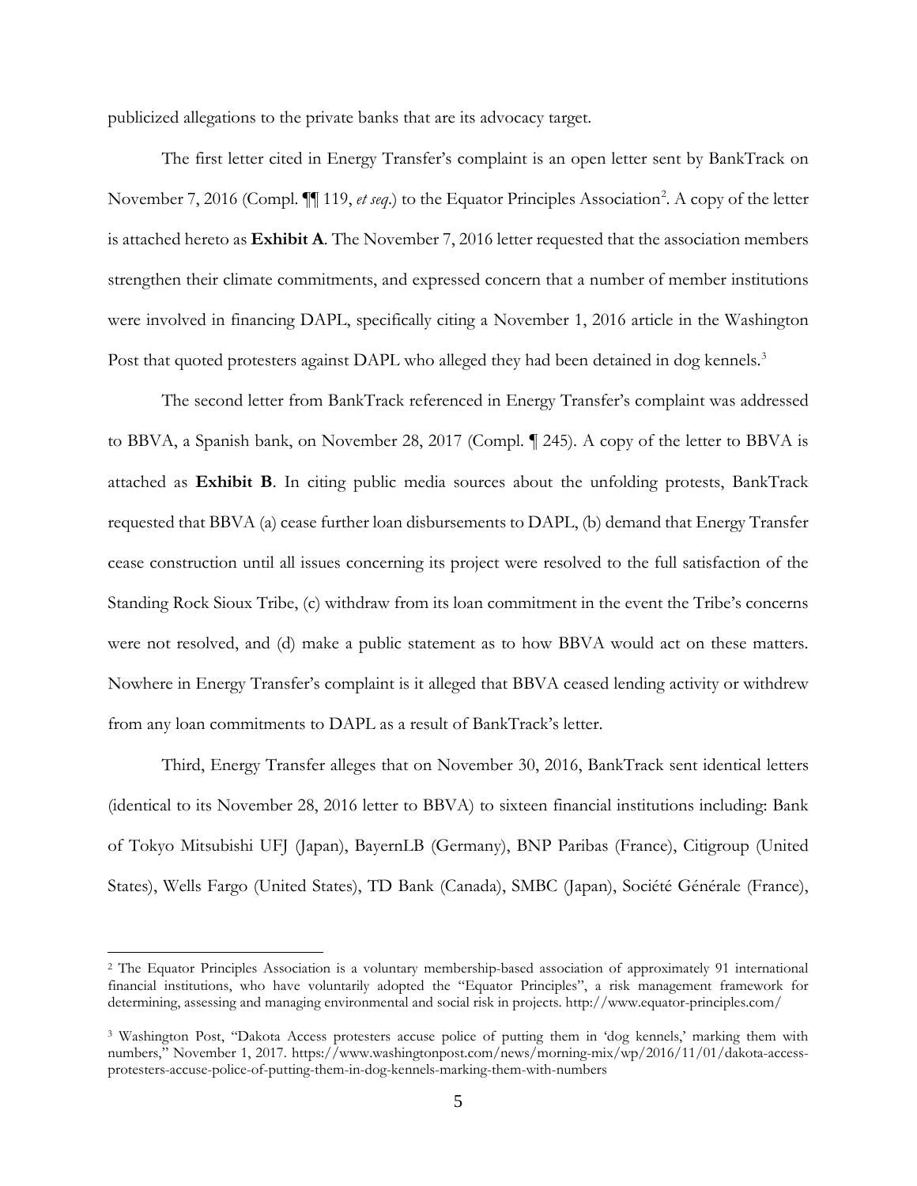publicized allegations to the private banks that are its advocacy target.

The first letter cited in Energy Transfer's complaint is an open letter sent by BankTrack on November 7, 2016 (Compl. ¶¶ 119, *et seq*.) to the Equator Principles Association[2]. A copy of the letter is attached hereto as **Exhibit A**. The November 7, 2016 letter requested that the association members strengthen their climate commitments, and expressed concern that a number of member institutions were involved in financing DAPL, specifically citing a November 1, 2016 article in the Washington Post that quoted protesters against DAPL who alleged they had been detained in dog kennels.[3]

The second letter from BankTrack referenced in Energy Transfer's complaint was addressed to BBVA, a Spanish bank, on November 28, 2017 (Compl. ¶ 245). A copy of the letter to BBVA is attached as **Exhibit B**. In citing public media sources about the unfolding protests, BankTrack requested that BBVA (a) cease further loan disbursements to DAPL, (b) demand that Energy Transfer cease construction until all issues concerning its project were resolved to the full satisfaction of the Standing Rock Sioux Tribe, (c) withdraw from its loan commitment in the event the Tribe's concerns were not resolved, and (d) make a public statement as to how BBVA would act on these matters. Nowhere in Energy Transfer's complaint is it alleged that BBVA ceased lending activity or withdrew from any loan commitments to DAPL as a result of BankTrack's letter.

Third, Energy Transfer alleges that on November 30, 2016, BankTrack sent identical letters (identical to its November 28, 2016 letter to BBVA) to sixteen financial institutions including: Bank of Tokyo Mitsubishi UFJ (Japan), BayernLB (Germany), BNP Paribas (France), Citigroup (United States), Wells Fargo (United States), TD Bank (Canada), SMBC (Japan), Société Générale (France),

---

[2] The Equator Principles Association is a voluntary membership-based association of approximately 91 international financial institutions, who have voluntarily adopted the "Equator Principles", a risk management framework for determining, assessing and managing environmental and social risk in projects. http://www.equator-principles.com/

[3] Washington Post, "Dakota Access protesters accuse police of putting them in 'dog kennels,' marking them with numbers," November 1, 2017. https://www.washingtonpost.com/news/morning-mix/wp/2016/11/01/dakota-access-protesters-accuse-police-of-putting-them-in-dog-kennels-marking-them-with-numbers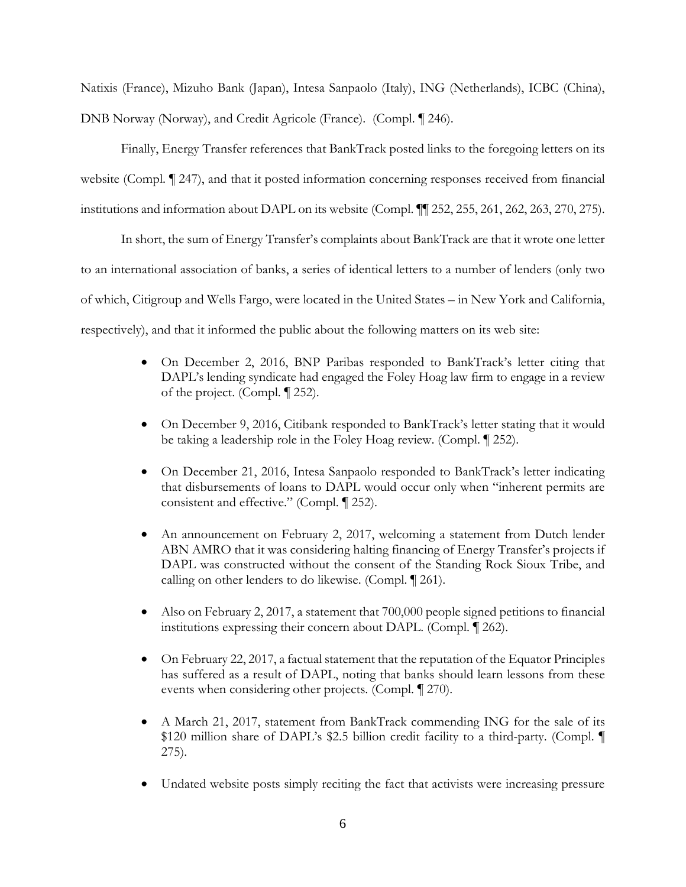Natixis (France), Mizuho Bank (Japan), Intesa Sanpaolo (Italy), ING (Netherlands), ICBC (China), DNB Norway (Norway), and Credit Agricole (France). (Compl. ¶ 246).

Finally, Energy Transfer references that BankTrack posted links to the foregoing letters on its website (Compl. ¶ 247), and that it posted information concerning responses received from financial institutions and information about DAPL on its website (Compl. ¶¶ 252, 255, 261, 262, 263, 270, 275).

In short, the sum of Energy Transfer's complaints about BankTrack are that it wrote one letter to an international association of banks, a series of identical letters to a number of lenders (only two of which, Citigroup and Wells Fargo, were located in the United States – in New York and California, respectively), and that it informed the public about the following matters on its web site:

- On December 2, 2016, BNP Paribas responded to BankTrack's letter citing that DAPL's lending syndicate had engaged the Foley Hoag law firm to engage in a review of the project. (Compl. ¶ 252).
- On December 9, 2016, Citibank responded to BankTrack's letter stating that it would be taking a leadership role in the Foley Hoag review. (Compl. ¶ 252).
- On December 21, 2016, Intesa Sanpaolo responded to BankTrack's letter indicating that disbursements of loans to DAPL would occur only when "inherent permits are consistent and effective." (Compl. ¶ 252).
- An announcement on February 2, 2017, welcoming a statement from Dutch lender ABN AMRO that it was considering halting financing of Energy Transfer's projects if DAPL was constructed without the consent of the Standing Rock Sioux Tribe, and calling on other lenders to do likewise. (Compl. ¶ 261).
- Also on February 2, 2017, a statement that 700,000 people signed petitions to financial institutions expressing their concern about DAPL. (Compl. ¶ 262).
- On February 22, 2017, a factual statement that the reputation of the Equator Principles has suffered as a result of DAPL, noting that banks should learn lessons from these events when considering other projects. (Compl. ¶ 270).
- A March 21, 2017, statement from BankTrack commending ING for the sale of its \$120 million share of DAPL's \$2.5 billion credit facility to a third-party. (Compl. ¶ 275).
- Undated website posts simply reciting the fact that activists were increasing pressure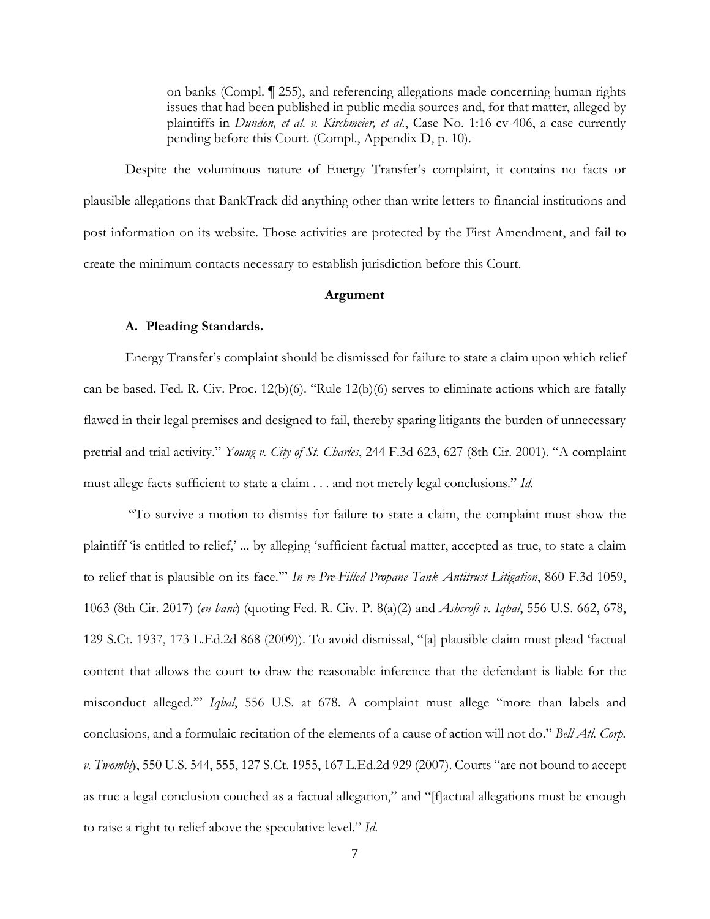on banks (Compl. ¶ 255), and referencing allegations made concerning human rights issues that had been published in public media sources and, for that matter, alleged by plaintiffs in *Dundon, et al. v. Kirchmeier, et al.*, Case No. 1:16-cv-406, a case currently pending before this Court. (Compl., Appendix D, p. 10).

Despite the voluminous nature of Energy Transfer's complaint, it contains no facts or plausible allegations that BankTrack did anything other than write letters to financial institutions and post information on its website. Those activities are protected by the First Amendment, and fail to create the minimum contacts necessary to establish jurisdiction before this Court.

**Argument**

**A. Pleading Standards.**

Energy Transfer's complaint should be dismissed for failure to state a claim upon which relief can be based. Fed. R. Civ. Proc. 12(b)(6). "Rule 12(b)(6) serves to eliminate actions which are fatally flawed in their legal premises and designed to fail, thereby sparing litigants the burden of unnecessary pretrial and trial activity." *Young v. City of St. Charles*, 244 F.3d 623, 627 (8th Cir. 2001). "A complaint must allege facts sufficient to state a claim . . . and not merely legal conclusions." *Id.*

"To survive a motion to dismiss for failure to state a claim, the complaint must show the plaintiff 'is entitled to relief,' ... by alleging 'sufficient factual matter, accepted as true, to state a claim to relief that is plausible on its face.'" *In re Pre-Filled Propane Tank Antitrust Litigation*, 860 F.3d 1059, 1063 (8th Cir. 2017) (*en banc*) (quoting Fed. R. Civ. P. 8(a)(2) and *Ashcroft v. Iqbal*, 556 U.S. 662, 678, 129 S.Ct. 1937, 173 L.Ed.2d 868 (2009)). To avoid dismissal, "[a] plausible claim must plead 'factual content that allows the court to draw the reasonable inference that the defendant is liable for the misconduct alleged.'" *Iqbal*, 556 U.S. at 678. A complaint must allege "more than labels and conclusions, and a formulaic recitation of the elements of a cause of action will not do." *Bell Atl. Corp. v. Twombly*, 550 U.S. 544, 555, 127 S.Ct. 1955, 167 L.Ed.2d 929 (2007). Courts "are not bound to accept as true a legal conclusion couched as a factual allegation," and "[f]actual allegations must be enough to raise a right to relief above the speculative level." *Id.*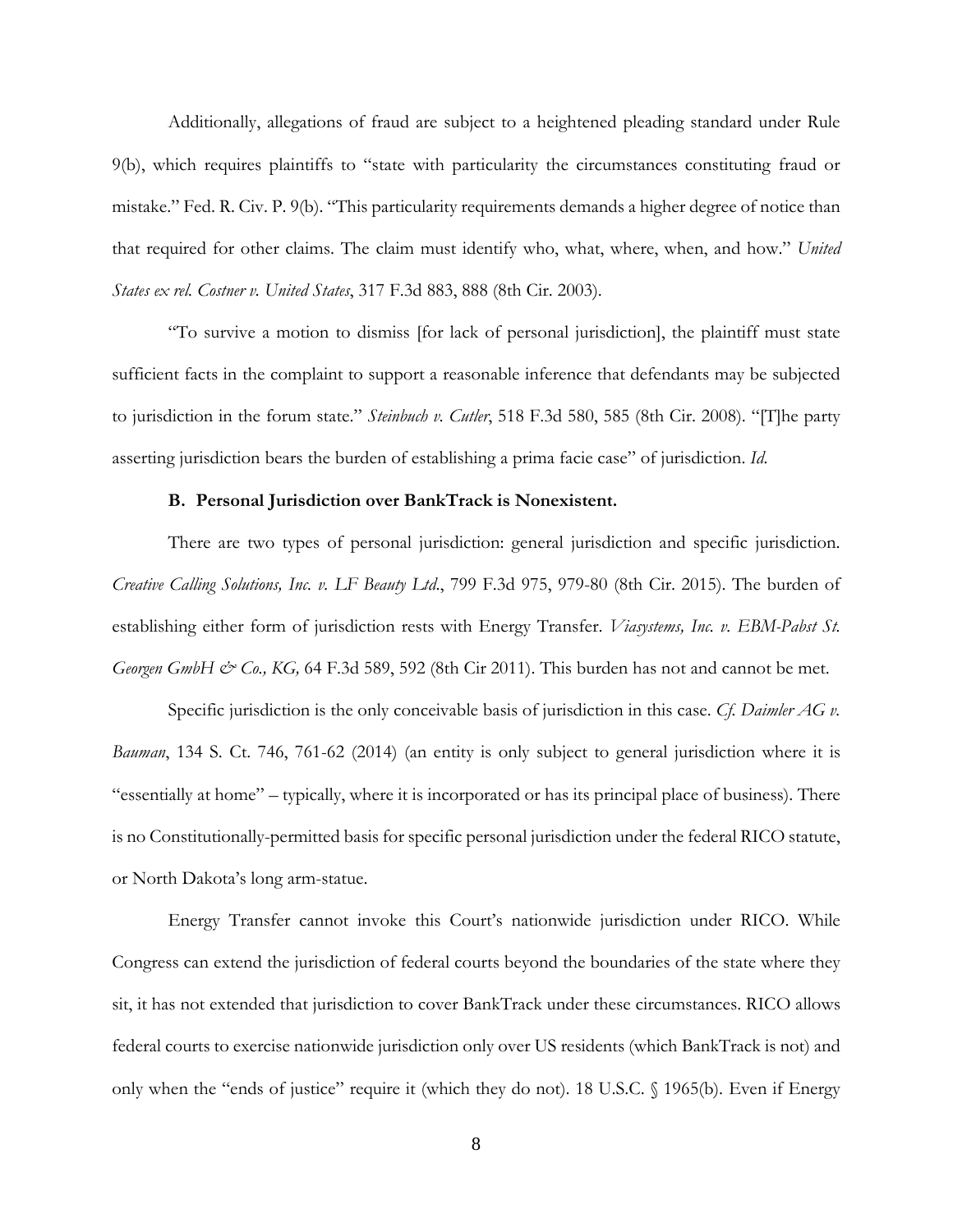Additionally, allegations of fraud are subject to a heightened pleading standard under Rule 9(b), which requires plaintiffs to "state with particularity the circumstances constituting fraud or mistake." Fed. R. Civ. P. 9(b). "This particularity requirements demands a higher degree of notice than that required for other claims. The claim must identify who, what, where, when, and how." *United States ex rel. Costner v. United States*, 317 F.3d 883, 888 (8th Cir. 2003).

"To survive a motion to dismiss [for lack of personal jurisdiction], the plaintiff must state sufficient facts in the complaint to support a reasonable inference that defendants may be subjected to jurisdiction in the forum state." *Steinbuch v. Cutler*, 518 F.3d 580, 585 (8th Cir. 2008). "[T]he party asserting jurisdiction bears the burden of establishing a prima facie case" of jurisdiction. *Id.*

**B. Personal Jurisdiction over BankTrack is Nonexistent.**

There are two types of personal jurisdiction: general jurisdiction and specific jurisdiction. *Creative Calling Solutions, Inc. v. LF Beauty Ltd.*, 799 F.3d 975, 979-80 (8th Cir. 2015). The burden of establishing either form of jurisdiction rests with Energy Transfer. *Viasystems, Inc. v. EBM-Pabst St. Georgen GmbH & Co., KG,* 64 F.3d 589, 592 (8th Cir 2011). This burden has not and cannot be met.

Specific jurisdiction is the only conceivable basis of jurisdiction in this case. *Cf. Daimler AG v. Bauman*, 134 S. Ct. 746, 761-62 (2014) (an entity is only subject to general jurisdiction where it is "essentially at home" – typically, where it is incorporated or has its principal place of business). There is no Constitutionally-permitted basis for specific personal jurisdiction under the federal RICO statute, or North Dakota's long arm-statue.

Energy Transfer cannot invoke this Court's nationwide jurisdiction under RICO. While Congress can extend the jurisdiction of federal courts beyond the boundaries of the state where they sit, it has not extended that jurisdiction to cover BankTrack under these circumstances. RICO allows federal courts to exercise nationwide jurisdiction only over US residents (which BankTrack is not) and only when the "ends of justice" require it (which they do not). 18 U.S.C. § 1965(b). Even if Energy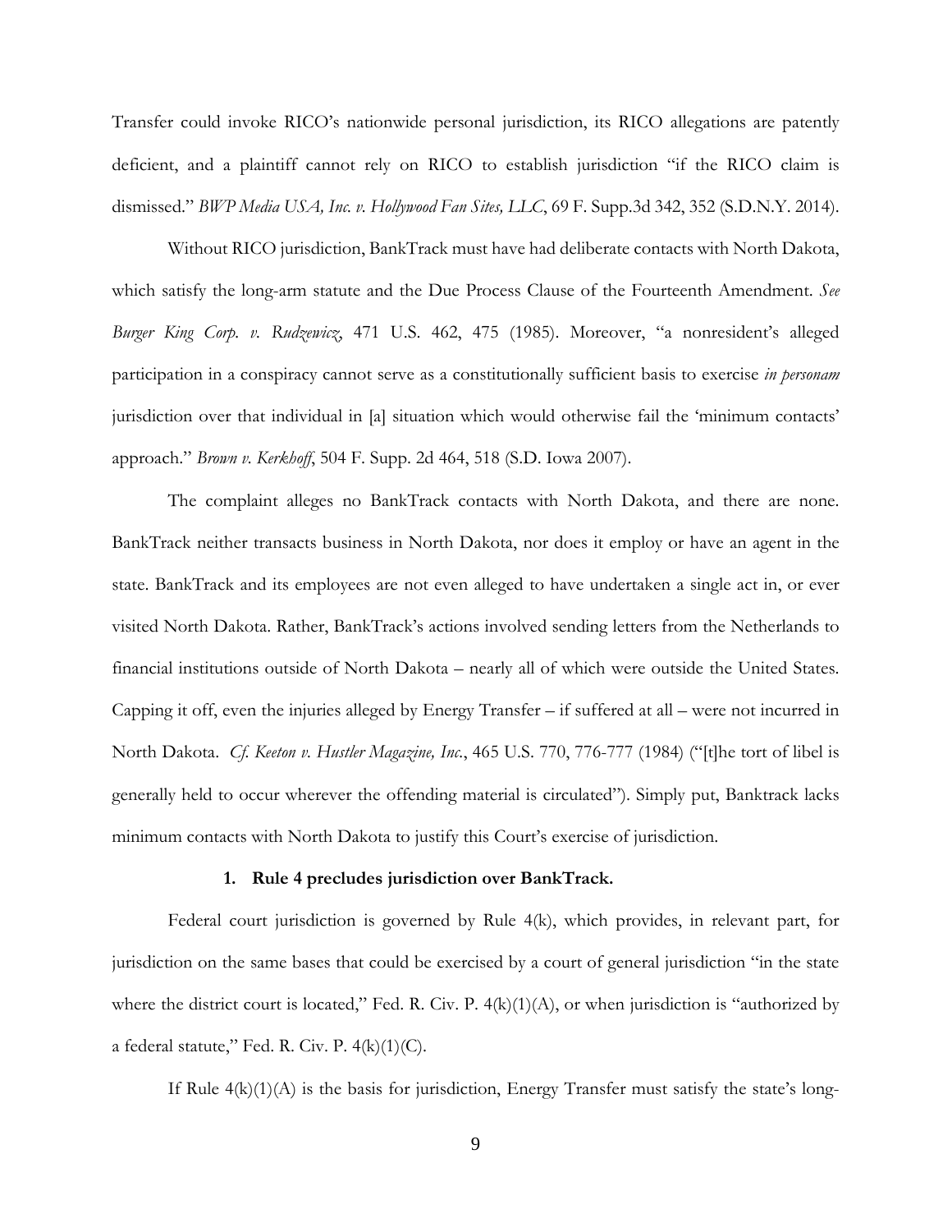Transfer could invoke RICO's nationwide personal jurisdiction, its RICO allegations are patently deficient, and a plaintiff cannot rely on RICO to establish jurisdiction "if the RICO claim is dismissed." *BWP Media USA, Inc. v. Hollywood Fan Sites, LLC*, 69 F. Supp.3d 342, 352 (S.D.N.Y. 2014).

Without RICO jurisdiction, BankTrack must have had deliberate contacts with North Dakota, which satisfy the long-arm statute and the Due Process Clause of the Fourteenth Amendment. *See Burger King Corp. v. Rudzewicz*, 471 U.S. 462, 475 (1985). Moreover, "a nonresident's alleged participation in a conspiracy cannot serve as a constitutionally sufficient basis to exercise *in personam* jurisdiction over that individual in [a] situation which would otherwise fail the 'minimum contacts' approach." *Brown v. Kerkhoff*, 504 F. Supp. 2d 464, 518 (S.D. Iowa 2007).

The complaint alleges no BankTrack contacts with North Dakota, and there are none. BankTrack neither transacts business in North Dakota, nor does it employ or have an agent in the state. BankTrack and its employees are not even alleged to have undertaken a single act in, or ever visited North Dakota. Rather, BankTrack's actions involved sending letters from the Netherlands to financial institutions outside of North Dakota – nearly all of which were outside the United States. Capping it off, even the injuries alleged by Energy Transfer – if suffered at all – were not incurred in North Dakota. *Cf. Keeton v. Hustler Magazine, Inc.*, 465 U.S. 770, 776-777 (1984) ("[t]he tort of libel is generally held to occur wherever the offending material is circulated"). Simply put, Banktrack lacks minimum contacts with North Dakota to justify this Court's exercise of jurisdiction.

### 1. Rule 4 precludes jurisdiction over BankTrack.

Federal court jurisdiction is governed by Rule 4(k), which provides, in relevant part, for jurisdiction on the same bases that could be exercised by a court of general jurisdiction "in the state where the district court is located," Fed. R. Civ. P. 4(k)(1)(A), or when jurisdiction is "authorized by a federal statute," Fed. R. Civ. P. 4(k)(1)(C).

If Rule 4(k)(1)(A) is the basis for jurisdiction, Energy Transfer must satisfy the state's long-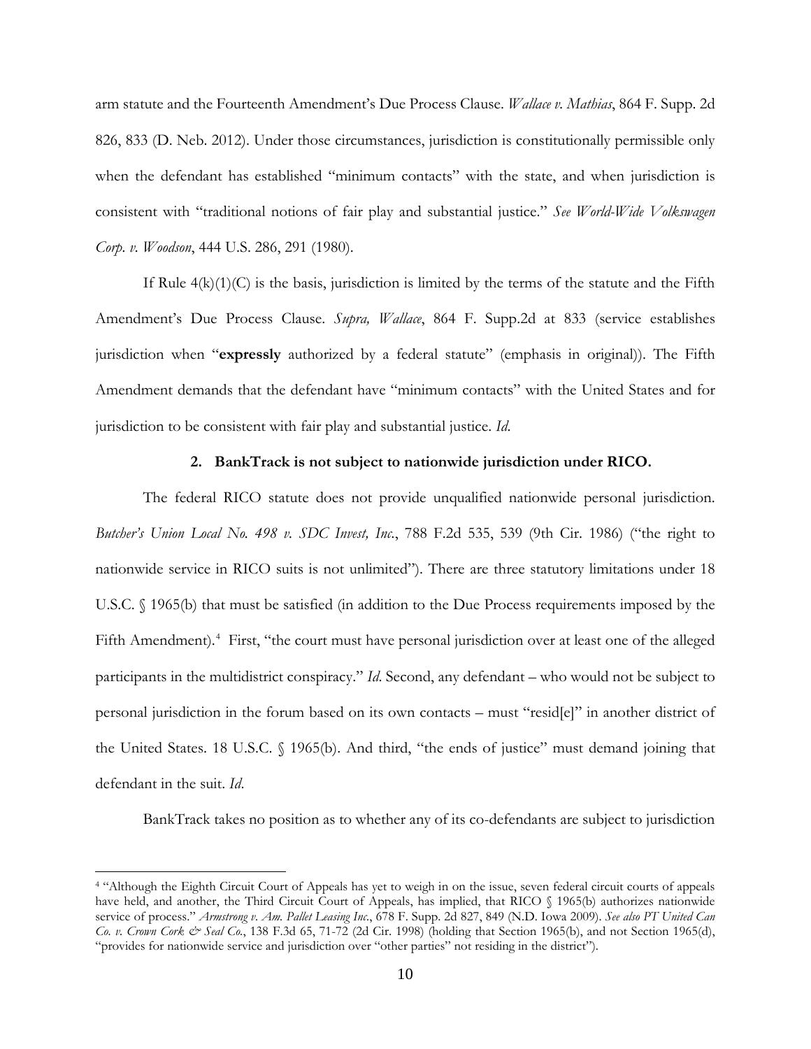arm statute and the Fourteenth Amendment's Due Process Clause. *Wallace v. Mathias*, 864 F. Supp. 2d 826, 833 (D. Neb. 2012). Under those circumstances, jurisdiction is constitutionally permissible only when the defendant has established "minimum contacts" with the state, and when jurisdiction is consistent with "traditional notions of fair play and substantial justice." *See World-Wide Volkswagen Corp. v. Woodson*, 444 U.S. 286, 291 (1980).

If Rule 4(k)(1)(C) is the basis, jurisdiction is limited by the terms of the statute and the Fifth Amendment's Due Process Clause. *Supra, Wallace*, 864 F. Supp.2d at 833 (service establishes jurisdiction when "**expressly** authorized by a federal statute" (emphasis in original)). The Fifth Amendment demands that the defendant have "minimum contacts" with the United States and for jurisdiction to be consistent with fair play and substantial justice. *Id.*

### 2. BankTrack is not subject to nationwide jurisdiction under RICO.

The federal RICO statute does not provide unqualified nationwide personal jurisdiction. *Butcher's Union Local No. 498 v. SDC Invest, Inc.*, 788 F.2d 535, 539 (9th Cir. 1986) ("the right to nationwide service in RICO suits is not unlimited"). There are three statutory limitations under 18 U.S.C. § 1965(b) that must be satisfied (in addition to the Due Process requirements imposed by the Fifth Amendment).[4] First, "the court must have personal jurisdiction over at least one of the alleged participants in the multidistrict conspiracy." *Id.* Second, any defendant – who would not be subject to personal jurisdiction in the forum based on its own contacts – must "resid[e]" in another district of the United States. 18 U.S.C. § 1965(b). And third, "the ends of justice" must demand joining that defendant in the suit. *Id.*

BankTrack takes no position as to whether any of its co-defendants are subject to jurisdiction

[4] "Although the Eighth Circuit Court of Appeals has yet to weigh in on the issue, seven federal circuit courts of appeals have held, and another, the Third Circuit Court of Appeals, has implied, that RICO § 1965(b) authorizes nationwide service of process." *Armstrong v. Am. Pallet Leasing Inc.*, 678 F. Supp. 2d 827, 849 (N.D. Iowa 2009). *See also PT United Can Co. v. Crown Cork & Seal Co.*, 138 F.3d 65, 71-72 (2d Cir. 1998) (holding that Section 1965(b), and not Section 1965(d), "provides for nationwide service and jurisdiction over "other parties" not residing in the district").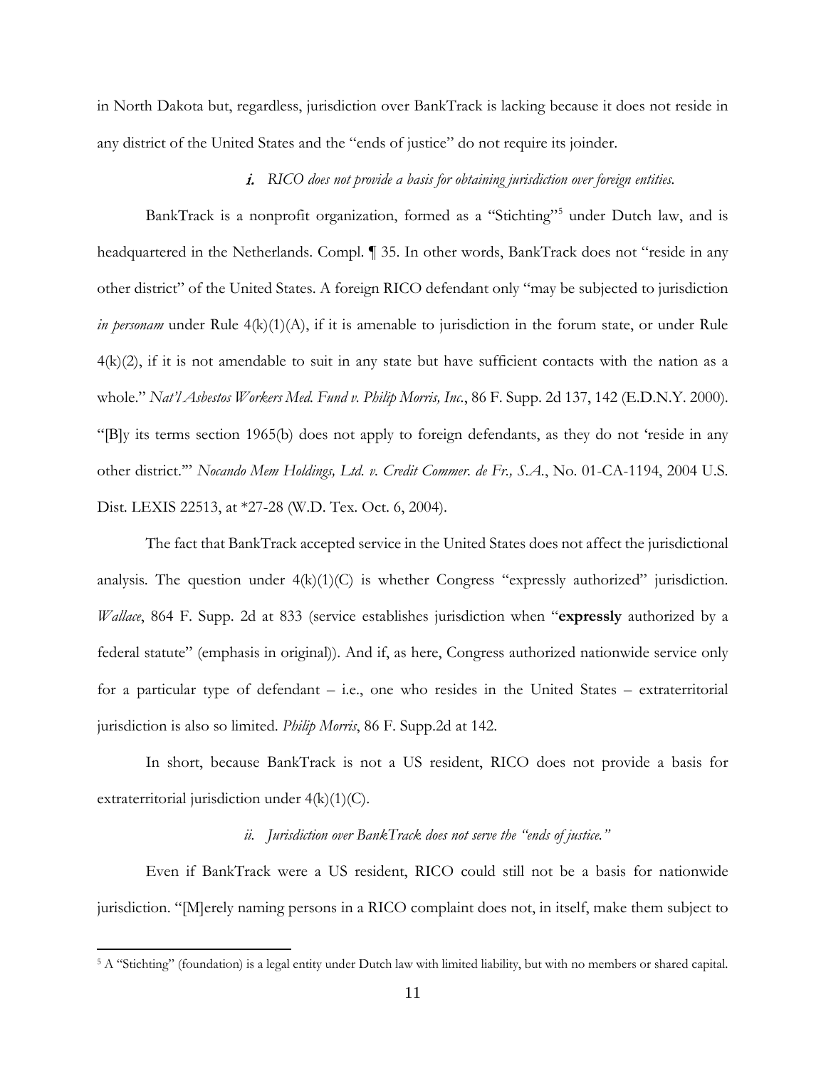in North Dakota but, regardless, jurisdiction over BankTrack is lacking because it does not reside in any district of the United States and the "ends of justice" do not require its joinder.

#### *i. RICO does not provide a basis for obtaining jurisdiction over foreign entities.*

BankTrack is a nonprofit organization, formed as a "Stichting"[5] under Dutch law, and is headquartered in the Netherlands. Compl. ¶ 35. In other words, BankTrack does not "reside in any other district" of the United States. A foreign RICO defendant only "may be subjected to jurisdiction *in personam* under Rule 4(k)(1)(A), if it is amenable to jurisdiction in the forum state, or under Rule 4(k)(2), if it is not amendable to suit in any state but have sufficient contacts with the nation as a whole." *Nat'l Asbestos Workers Med. Fund v. Philip Morris, Inc.*, 86 F. Supp. 2d 137, 142 (E.D.N.Y. 2000). "[B]y its terms section 1965(b) does not apply to foreign defendants, as they do not 'reside in any other district.'" *Nocando Mem Holdings, Ltd. v. Credit Commer. de Fr., S.A.*, No. 01-CA-1194, 2004 U.S. Dist. LEXIS 22513, at *27-28 (W.D. Tex. Oct. 6, 2004).

The fact that BankTrack accepted service in the United States does not affect the jurisdictional analysis. The question under 4(k)(1)(C) is whether Congress "expressly authorized" jurisdiction. *Wallace*, 864 F. Supp. 2d at 833 (service establishes jurisdiction when "**expressly** authorized by a federal statute" (emphasis in original)). And if, as here, Congress authorized nationwide service only for a particular type of defendant – i.e., one who resides in the United States – extraterritorial jurisdiction is also so limited. *Philip Morris*, 86 F. Supp.2d at 142.

In short, because BankTrack is not a US resident, RICO does not provide a basis for extraterritorial jurisdiction under 4(k)(1)(C).

#### *ii. Jurisdiction over BankTrack does not serve the "ends of justice."*

Even if BankTrack were a US resident, RICO could still not be a basis for nationwide jurisdiction. "[M]erely naming persons in a RICO complaint does not, in itself, make them subject to

[5] A "Stichting" (foundation) is a legal entity under Dutch law with limited liability, but with no members or shared capital.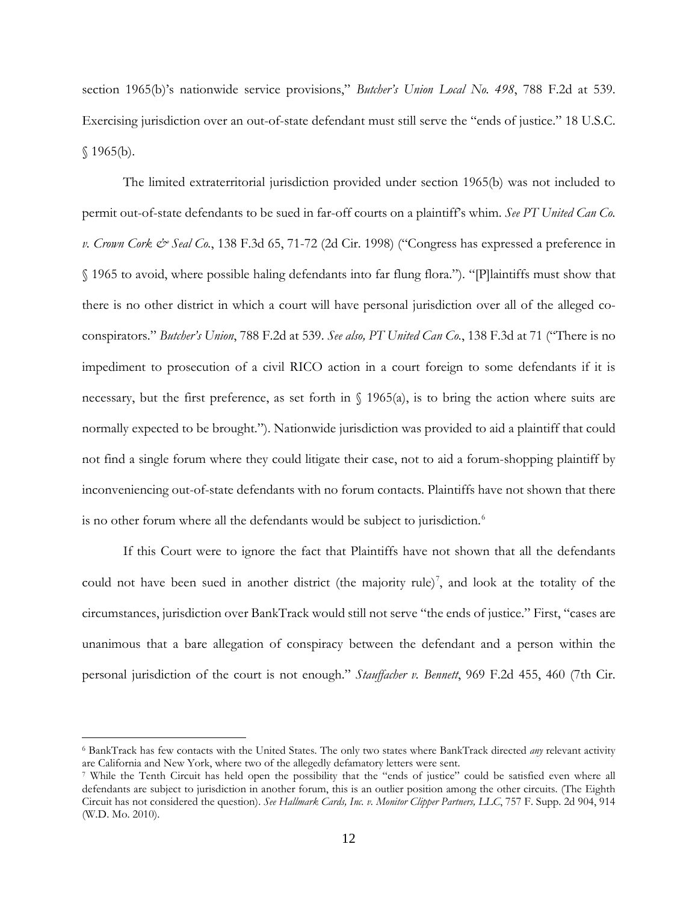section 1965(b)'s nationwide service provisions," *Butcher's Union Local No. 498*, 788 F.2d at 539. Exercising jurisdiction over an out-of-state defendant must still serve the "ends of justice." 18 U.S.C. § 1965(b).

The limited extraterritorial jurisdiction provided under section 1965(b) was not included to permit out-of-state defendants to be sued in far-off courts on a plaintiff's whim. *See PT United Can Co. v. Crown Cork & Seal Co.*, 138 F.3d 65, 71-72 (2d Cir. 1998) ("Congress has expressed a preference in § 1965 to avoid, where possible haling defendants into far flung flora."). "[P]laintiffs must show that there is no other district in which a court will have personal jurisdiction over all of the alleged co-conspirators." *Butcher's Union*, 788 F.2d at 539. *See also, PT United Can Co.*, 138 F.3d at 71 ("There is no impediment to prosecution of a civil RICO action in a court foreign to some defendants if it is necessary, but the first preference, as set forth in § 1965(a), is to bring the action where suits are normally expected to be brought."). Nationwide jurisdiction was provided to aid a plaintiff that could not find a single forum where they could litigate their case, not to aid a forum-shopping plaintiff by inconveniencing out-of-state defendants with no forum contacts. Plaintiffs have not shown that there is no other forum where all the defendants would be subject to jurisdiction.[6]

If this Court were to ignore the fact that Plaintiffs have not shown that all the defendants could not have been sued in another district (the majority rule)[7], and look at the totality of the circumstances, jurisdiction over BankTrack would still not serve "the ends of justice." First, "cases are unanimous that a bare allegation of conspiracy between the defendant and a person within the personal jurisdiction of the court is not enough." *Stauffacher v. Bennett*, 969 F.2d 455, 460 (7th Cir.

---

[6] BankTrack has few contacts with the United States. The only two states where BankTrack directed *any* relevant activity are California and New York, where two of the allegedly defamatory letters were sent.

[7] While the Tenth Circuit has held open the possibility that the "ends of justice" could be satisfied even where all defendants are subject to jurisdiction in another forum, this is an outlier position among the other circuits. (The Eighth Circuit has not considered the question). *See Hallmark Cards, Inc. v. Monitor Clipper Partners, LLC*, 757 F. Supp. 2d 904, 914 (W.D. Mo. 2010).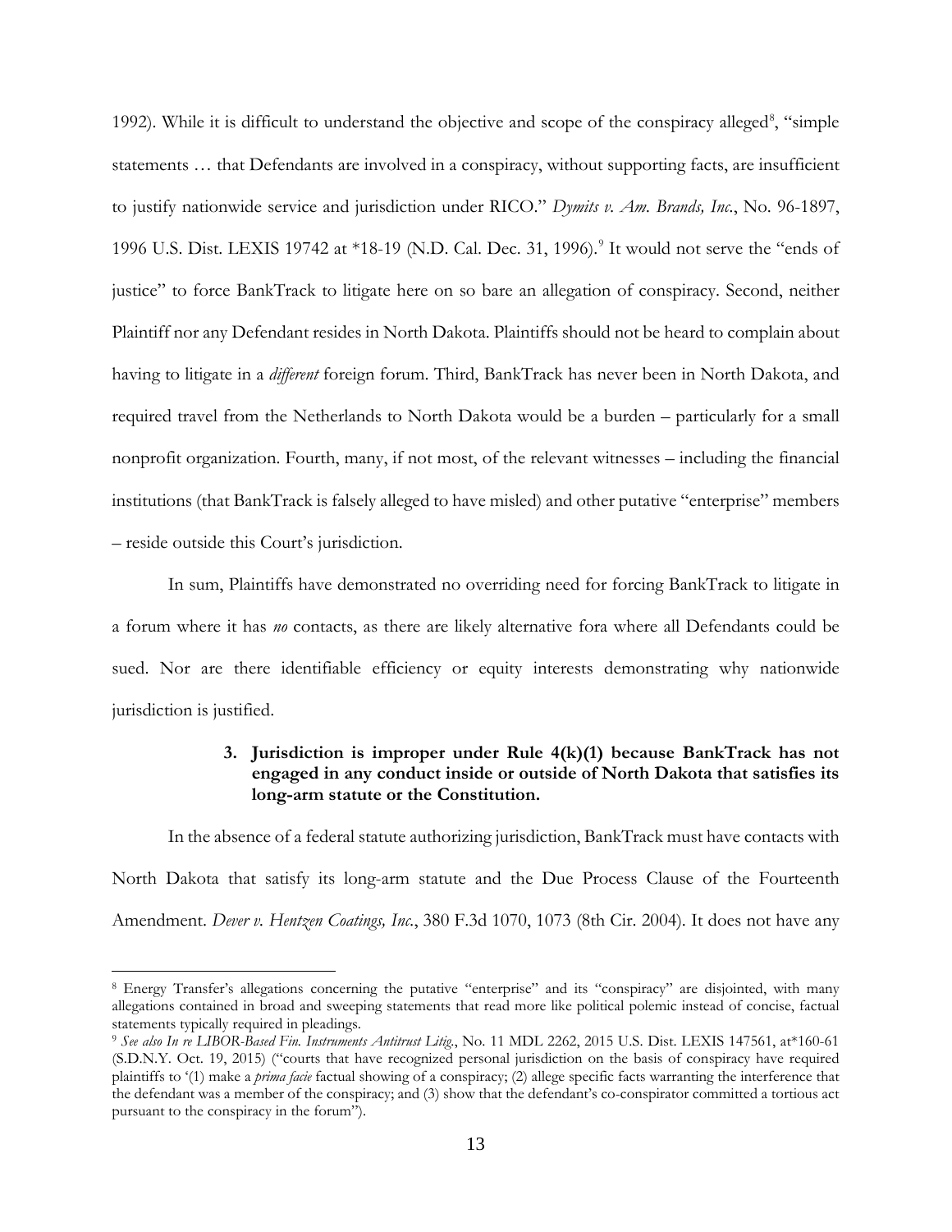1992). While it is difficult to understand the objective and scope of the conspiracy alleged[8], "simple statements … that Defendants are involved in a conspiracy, without supporting facts, are insufficient to justify nationwide service and jurisdiction under RICO." *Dymits v. Am. Brands, Inc.*, No. 96-1897, 1996 U.S. Dist. LEXIS 19742 at *18-19 (N.D. Cal. Dec. 31, 1996).[9] It would not serve the "ends of justice" to force BankTrack to litigate here on so bare an allegation of conspiracy. Second, neither Plaintiff nor any Defendant resides in North Dakota. Plaintiffs should not be heard to complain about having to litigate in a *different* foreign forum. Third, BankTrack has never been in North Dakota, and required travel from the Netherlands to North Dakota would be a burden – particularly for a small nonprofit organization. Fourth, many, if not most, of the relevant witnesses – including the financial institutions (that BankTrack is falsely alleged to have misled) and other putative "enterprise" members – reside outside this Court's jurisdiction.

In sum, Plaintiffs have demonstrated no overriding need for forcing BankTrack to litigate in a forum where it has *no* contacts, as there are likely alternative fora where all Defendants could be sued. Nor are there identifiable efficiency or equity interests demonstrating why nationwide jurisdiction is justified.

**3. Jurisdiction is improper under Rule 4(k)(1) because BankTrack has not engaged in any conduct inside or outside of North Dakota that satisfies its long-arm statute or the Constitution.**

In the absence of a federal statute authorizing jurisdiction, BankTrack must have contacts with North Dakota that satisfy its long-arm statute and the Due Process Clause of the Fourteenth Amendment. *Dever v. Hentzen Coatings, Inc.*, 380 F.3d 1070, 1073 (8th Cir. 2004). It does not have any

---

[8] Energy Transfer's allegations concerning the putative "enterprise" and its "conspiracy" are disjointed, with many allegations contained in broad and sweeping statements that read more like political polemic instead of concise, factual statements typically required in pleadings.

[9] *See also In re LIBOR-Based Fin. Instruments Antitrust Litig.*, No. 11 MDL 2262, 2015 U.S. Dist. LEXIS 147561, at*160-61 (S.D.N.Y. Oct. 19, 2015) ("courts that have recognized personal jurisdiction on the basis of conspiracy have required plaintiffs to '(1) make a *prima facie* factual showing of a conspiracy; (2) allege specific facts warranting the interference that the defendant was a member of the conspiracy; and (3) show that the defendant's co-conspirator committed a tortious act pursuant to the conspiracy in the forum").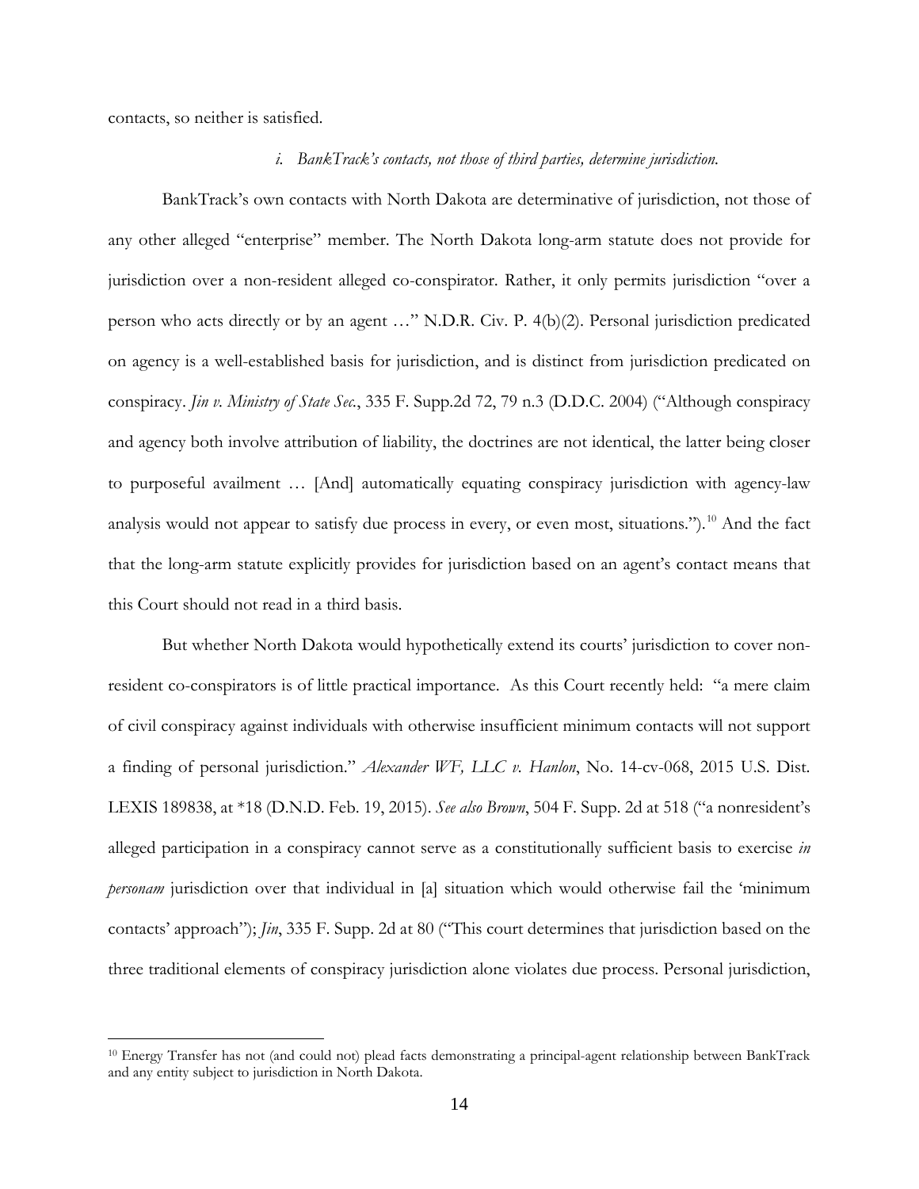contacts, so neither is satisfied.

*i. BankTrack's contacts, not those of third parties, determine jurisdiction.*

BankTrack's own contacts with North Dakota are determinative of jurisdiction, not those of any other alleged "enterprise" member. The North Dakota long-arm statute does not provide for jurisdiction over a non-resident alleged co-conspirator. Rather, it only permits jurisdiction "over a person who acts directly or by an agent …" N.D.R. Civ. P. 4(b)(2). Personal jurisdiction predicated on agency is a well-established basis for jurisdiction, and is distinct from jurisdiction predicated on conspiracy. *Jin v. Ministry of State Sec.*, 335 F. Supp.2d 72, 79 n.3 (D.D.C. 2004) ("Although conspiracy and agency both involve attribution of liability, the doctrines are not identical, the latter being closer to purposeful availment … [And] automatically equating conspiracy jurisdiction with agency-law analysis would not appear to satisfy due process in every, or even most, situations.").[10] And the fact that the long-arm statute explicitly provides for jurisdiction based on an agent's contact means that this Court should not read in a third basis.

But whether North Dakota would hypothetically extend its courts' jurisdiction to cover non-resident co-conspirators is of little practical importance. As this Court recently held: "a mere claim of civil conspiracy against individuals with otherwise insufficient minimum contacts will not support a finding of personal jurisdiction." *Alexander WF, LLC v. Hanlon*, No. 14-cv-068, 2015 U.S. Dist. LEXIS 189838, at *18 (D.N.D. Feb. 19, 2015). *See also Brown*, 504 F. Supp. 2d at 518 ("a nonresident's alleged participation in a conspiracy cannot serve as a constitutionally sufficient basis to exercise *in personam* jurisdiction over that individual in [a] situation which would otherwise fail the 'minimum contacts' approach"); *Jin*, 335 F. Supp. 2d at 80 ("This court determines that jurisdiction based on the three traditional elements of conspiracy jurisdiction alone violates due process. Personal jurisdiction,

[10] Energy Transfer has not (and could not) plead facts demonstrating a principal-agent relationship between BankTrack and any entity subject to jurisdiction in North Dakota.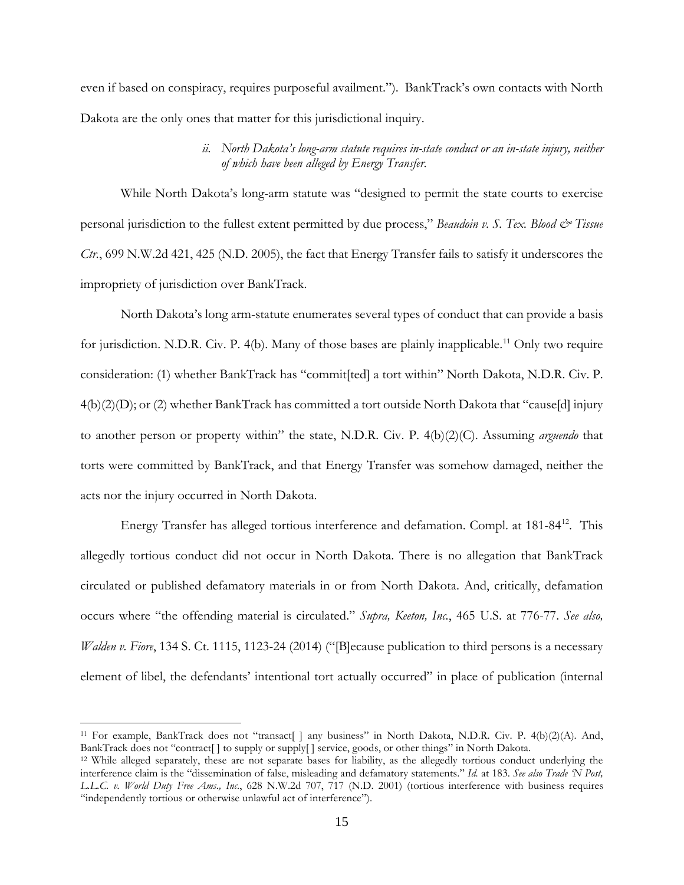even if based on conspiracy, requires purposeful availment."). BankTrack's own contacts with North Dakota are the only ones that matter for this jurisdictional inquiry.

*ii. North Dakota's long-arm statute requires in-state conduct or an in-state injury, neither of which have been alleged by Energy Transfer.*

While North Dakota's long-arm statute was "designed to permit the state courts to exercise personal jurisdiction to the fullest extent permitted by due process," *Beaudoin v. S. Tex. Blood & Tissue Ctr.*, 699 N.W.2d 421, 425 (N.D. 2005), the fact that Energy Transfer fails to satisfy it underscores the impropriety of jurisdiction over BankTrack.

North Dakota's long arm-statute enumerates several types of conduct that can provide a basis for jurisdiction. N.D.R. Civ. P. 4(b). Many of those bases are plainly inapplicable.[11] Only two require consideration: (1) whether BankTrack has "commit[ted] a tort within" North Dakota, N.D.R. Civ. P. 4(b)(2)(D); or (2) whether BankTrack has committed a tort outside North Dakota that "cause[d] injury to another person or property within" the state, N.D.R. Civ. P. 4(b)(2)(C). Assuming *arguendo* that torts were committed by BankTrack, and that Energy Transfer was somehow damaged, neither the acts nor the injury occurred in North Dakota.

Energy Transfer has alleged tortious interference and defamation. Compl. at 181-84[12]. This allegedly tortious conduct did not occur in North Dakota. There is no allegation that BankTrack circulated or published defamatory materials in or from North Dakota. And, critically, defamation occurs where "the offending material is circulated." *Supra, Keeton, Inc.*, 465 U.S. at 776-77. *See also, Walden v. Fiore*, 134 S. Ct. 1115, 1123-24 (2014) ("[B]ecause publication to third persons is a necessary element of libel, the defendants' intentional tort actually occurred" in place of publication (internal

---

[11] For example, BankTrack does not "transact[ ] any business" in North Dakota, N.D.R. Civ. P. 4(b)(2)(A). And, BankTrack does not "contract[ ] to supply or supply[ ] service, goods, or other things" in North Dakota.

[12] While alleged separately, these are not separate bases for liability, as the allegedly tortious conduct underlying the interference claim is the "dissemination of false, misleading and defamatory statements." *Id.* at 183. *See also Trade 'N Post, L.L.C. v. World Duty Free Ams., Inc.*, 628 N.W.2d 707, 717 (N.D. 2001) (tortious interference with business requires "independently tortious or otherwise unlawful act of interference").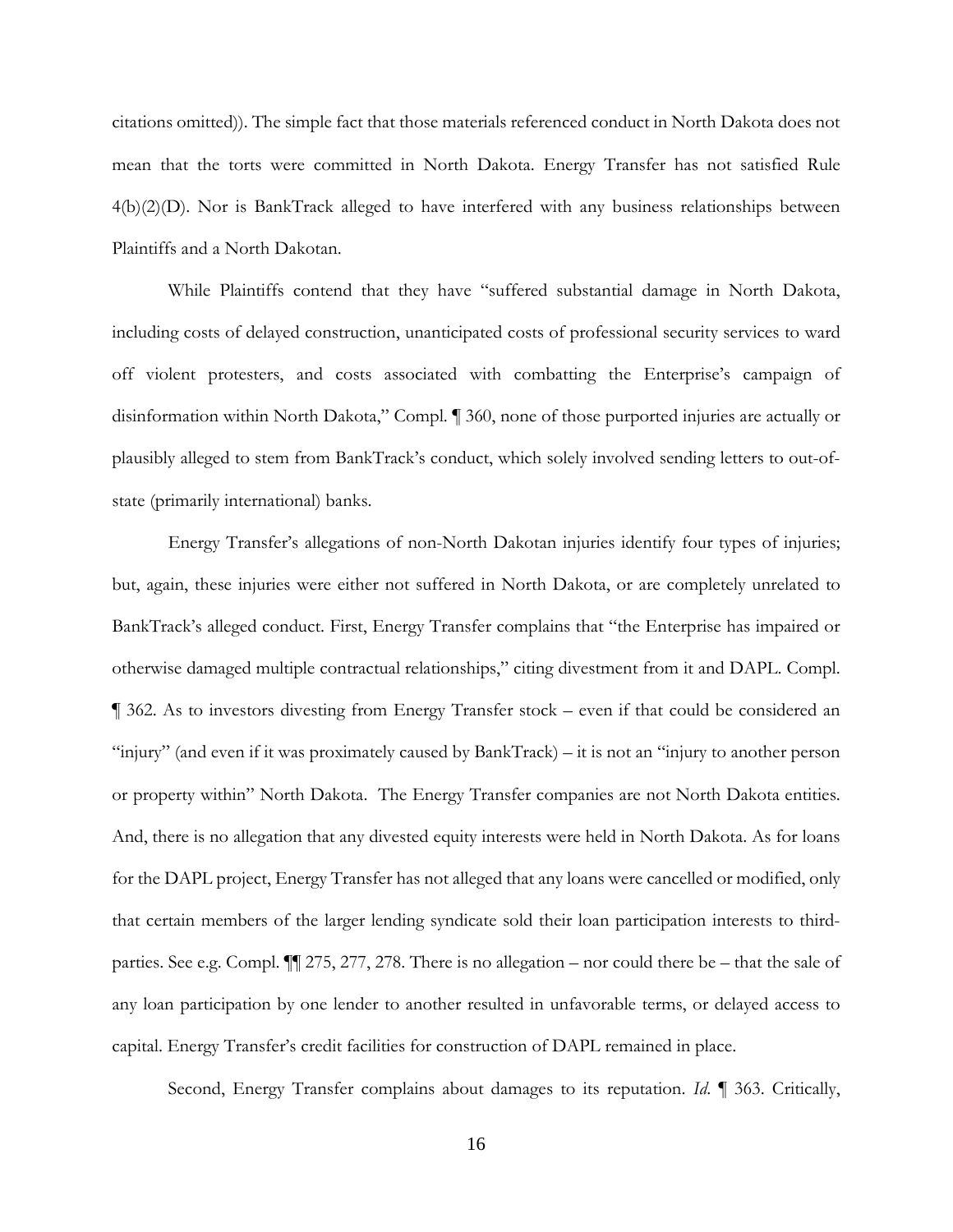citations omitted)). The simple fact that those materials referenced conduct in North Dakota does not mean that the torts were committed in North Dakota. Energy Transfer has not satisfied Rule 4(b)(2)(D). Nor is BankTrack alleged to have interfered with any business relationships between Plaintiffs and a North Dakotan.

While Plaintiffs contend that they have "suffered substantial damage in North Dakota, including costs of delayed construction, unanticipated costs of professional security services to ward off violent protesters, and costs associated with combatting the Enterprise's campaign of disinformation within North Dakota," Compl. ¶ 360, none of those purported injuries are actually or plausibly alleged to stem from BankTrack's conduct, which solely involved sending letters to out-of-state (primarily international) banks.

Energy Transfer's allegations of non-North Dakotan injuries identify four types of injuries; but, again, these injuries were either not suffered in North Dakota, or are completely unrelated to BankTrack's alleged conduct. First, Energy Transfer complains that "the Enterprise has impaired or otherwise damaged multiple contractual relationships," citing divestment from it and DAPL. Compl. ¶ 362. As to investors divesting from Energy Transfer stock – even if that could be considered an "injury" (and even if it was proximately caused by BankTrack) – it is not an "injury to another person or property within" North Dakota. The Energy Transfer companies are not North Dakota entities. And, there is no allegation that any divested equity interests were held in North Dakota. As for loans for the DAPL project, Energy Transfer has not alleged that any loans were cancelled or modified, only that certain members of the larger lending syndicate sold their loan participation interests to third-parties. See e.g. Compl. ¶¶ 275, 277, 278. There is no allegation – nor could there be – that the sale of any loan participation by one lender to another resulted in unfavorable terms, or delayed access to capital. Energy Transfer's credit facilities for construction of DAPL remained in place.

Second, Energy Transfer complains about damages to its reputation. *Id.* ¶ 363. Critically,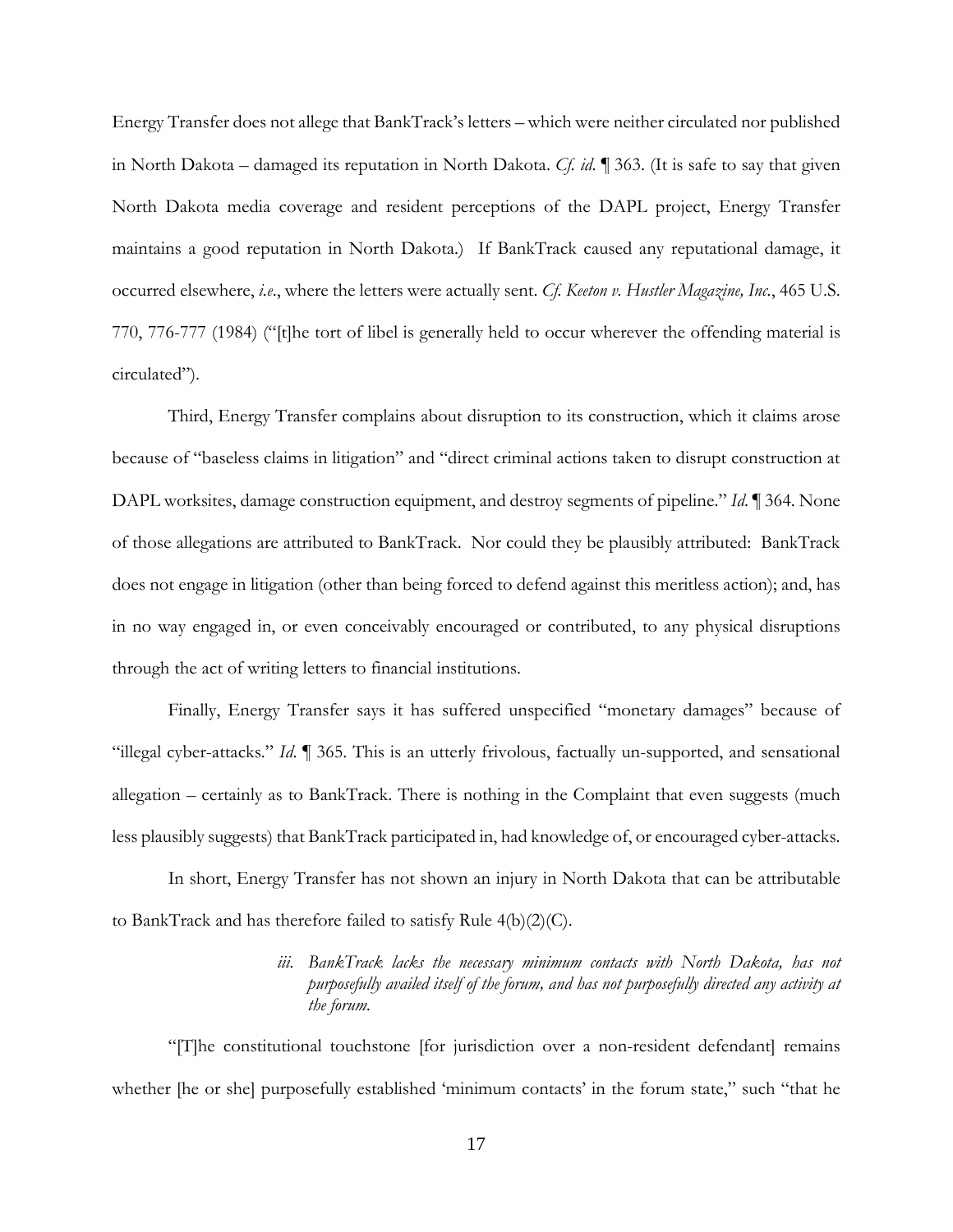Energy Transfer does not allege that BankTrack's letters – which were neither circulated nor published in North Dakota – damaged its reputation in North Dakota. *Cf. id.* ¶ 363. (It is safe to say that given North Dakota media coverage and resident perceptions of the DAPL project, Energy Transfer maintains a good reputation in North Dakota.) If BankTrack caused any reputational damage, it occurred elsewhere, *i.e.*, where the letters were actually sent. *Cf. Keeton v. Hustler Magazine, Inc.*, 465 U.S. 770, 776-777 (1984) ("[t]he tort of libel is generally held to occur wherever the offending material is circulated").

Third, Energy Transfer complains about disruption to its construction, which it claims arose because of "baseless claims in litigation" and "direct criminal actions taken to disrupt construction at DAPL worksites, damage construction equipment, and destroy segments of pipeline." *Id.* ¶ 364. None of those allegations are attributed to BankTrack. Nor could they be plausibly attributed: BankTrack does not engage in litigation (other than being forced to defend against this meritless action); and, has in no way engaged in, or even conceivably encouraged or contributed, to any physical disruptions through the act of writing letters to financial institutions.

Finally, Energy Transfer says it has suffered unspecified "monetary damages" because of "illegal cyber-attacks." *Id.* ¶ 365. This is an utterly frivolous, factually un-supported, and sensational allegation – certainly as to BankTrack. There is nothing in the Complaint that even suggests (much less plausibly suggests) that BankTrack participated in, had knowledge of, or encouraged cyber-attacks.

In short, Energy Transfer has not shown an injury in North Dakota that can be attributable to BankTrack and has therefore failed to satisfy Rule 4(b)(2)(C).

*iii. BankTrack lacks the necessary minimum contacts with North Dakota, has not purposefully availed itself of the forum, and has not purposefully directed any activity at the forum.*

"[T]he constitutional touchstone [for jurisdiction over a non-resident defendant] remains whether [he or she] purposefully established 'minimum contacts' in the forum state," such "that he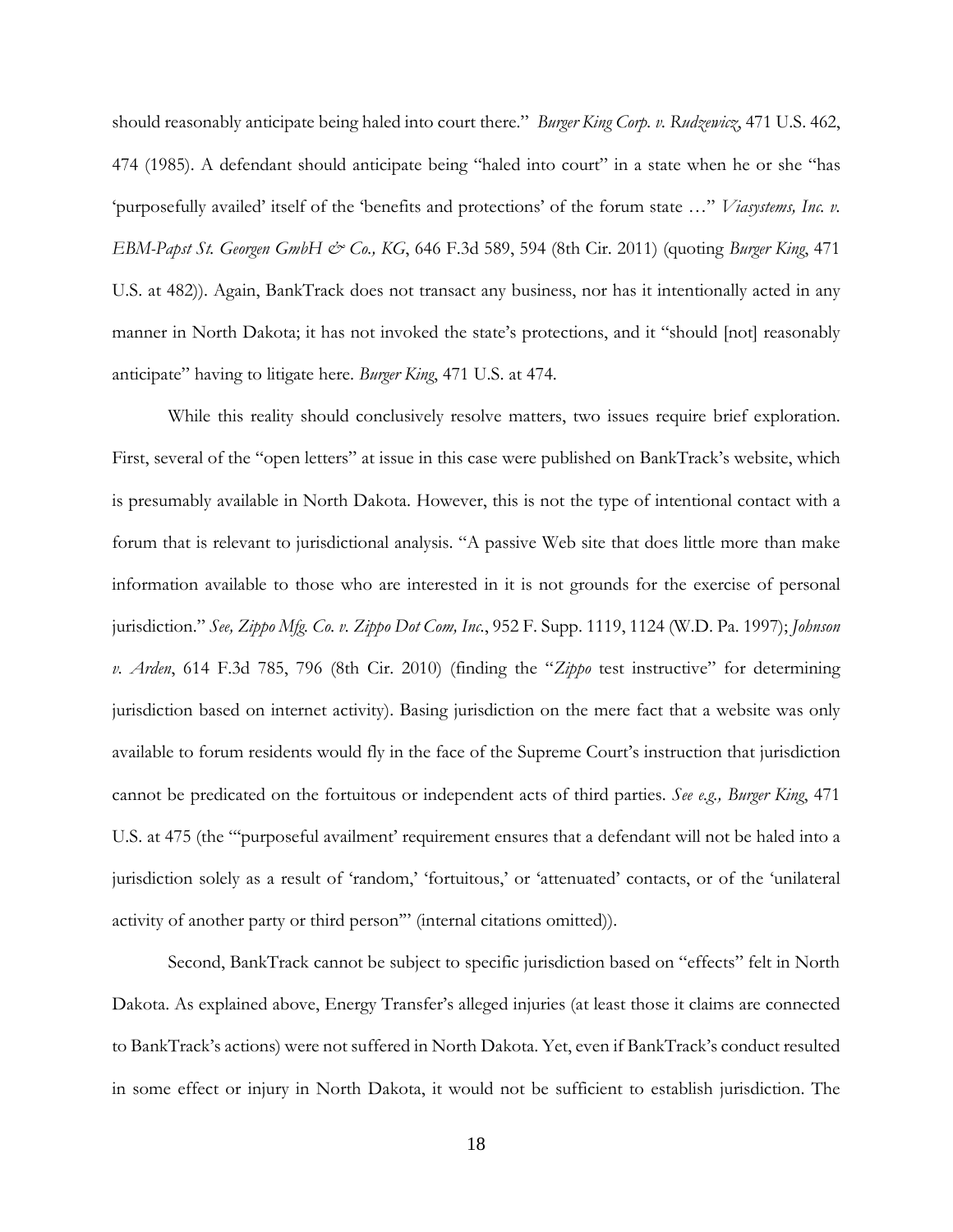should reasonably anticipate being haled into court there." *Burger King Corp. v. Rudzewicz*, 471 U.S. 462, 474 (1985). A defendant should anticipate being "haled into court" in a state when he or she "has 'purposefully availed' itself of the 'benefits and protections' of the forum state …" *Viasystems, Inc. v. EBM-Papst St. Georgen GmbH & Co., KG*, 646 F.3d 589, 594 (8th Cir. 2011) (quoting *Burger King*, 471 U.S. at 482)). Again, BankTrack does not transact any business, nor has it intentionally acted in any manner in North Dakota; it has not invoked the state's protections, and it "should [not] reasonably anticipate" having to litigate here. *Burger King*, 471 U.S. at 474.

While this reality should conclusively resolve matters, two issues require brief exploration. First, several of the "open letters" at issue in this case were published on BankTrack's website, which is presumably available in North Dakota. However, this is not the type of intentional contact with a forum that is relevant to jurisdictional analysis. "A passive Web site that does little more than make information available to those who are interested in it is not grounds for the exercise of personal jurisdiction." *See, Zippo Mfg. Co. v. Zippo Dot Com, Inc.*, 952 F. Supp. 1119, 1124 (W.D. Pa. 1997); *Johnson v. Arden*, 614 F.3d 785, 796 (8th Cir. 2010) (finding the "*Zippo* test instructive" for determining jurisdiction based on internet activity). Basing jurisdiction on the mere fact that a website was only available to forum residents would fly in the face of the Supreme Court's instruction that jurisdiction cannot be predicated on the fortuitous or independent acts of third parties. *See e.g., Burger King*, 471 U.S. at 475 (the "'purposeful availment' requirement ensures that a defendant will not be haled into a jurisdiction solely as a result of 'random,' 'fortuitous,' or 'attenuated' contacts, or of the 'unilateral activity of another party or third person'" (internal citations omitted)).

Second, BankTrack cannot be subject to specific jurisdiction based on "effects" felt in North Dakota. As explained above, Energy Transfer's alleged injuries (at least those it claims are connected to BankTrack's actions) were not suffered in North Dakota. Yet, even if BankTrack's conduct resulted in some effect or injury in North Dakota, it would not be sufficient to establish jurisdiction. The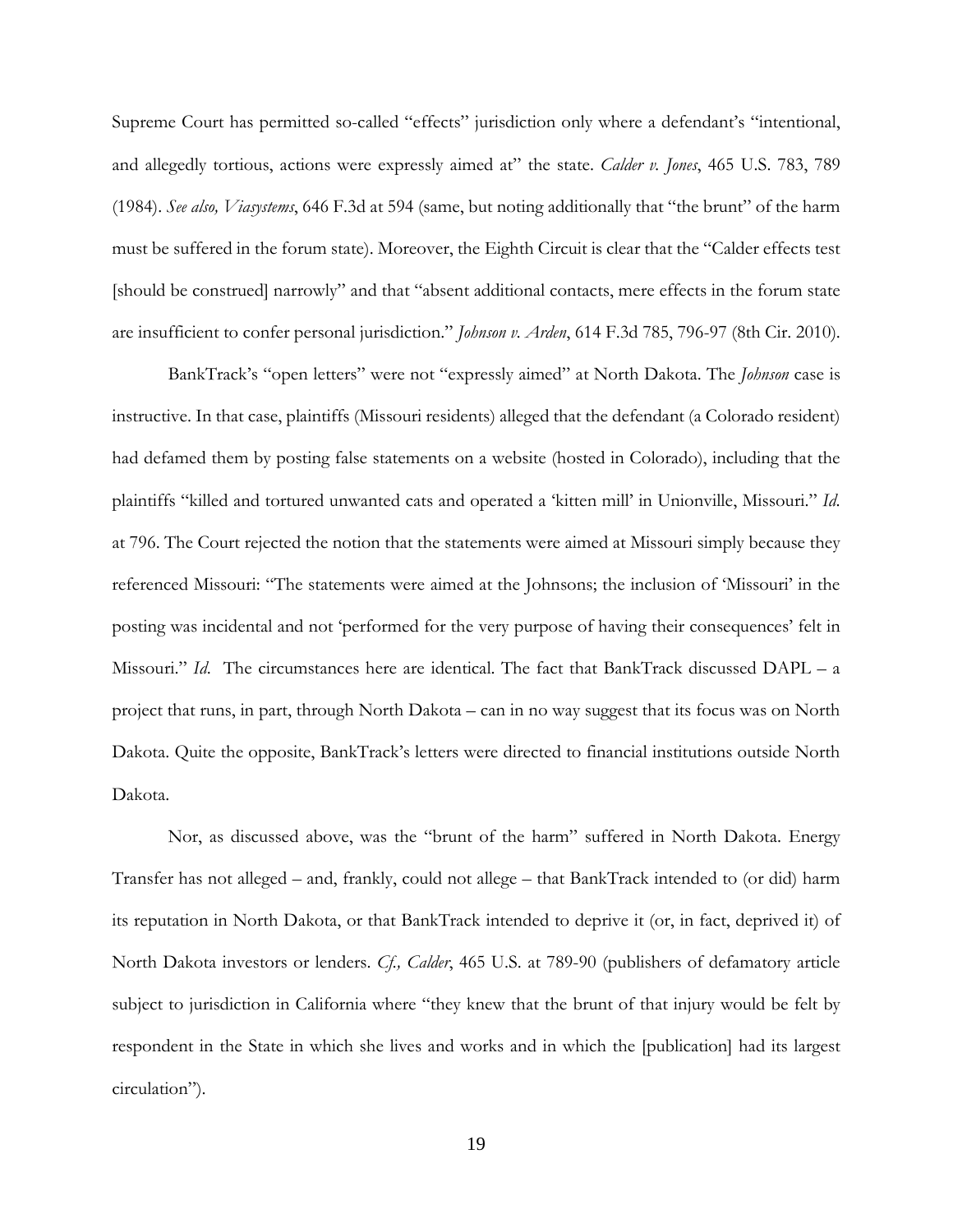Supreme Court has permitted so-called "effects" jurisdiction only where a defendant's "intentional, and allegedly tortious, actions were expressly aimed at" the state. *Calder v. Jones*, 465 U.S. 783, 789 (1984). *See also, Viasystems*, 646 F.3d at 594 (same, but noting additionally that "the brunt" of the harm must be suffered in the forum state). Moreover, the Eighth Circuit is clear that the "Calder effects test [should be construed] narrowly" and that "absent additional contacts, mere effects in the forum state are insufficient to confer personal jurisdiction." *Johnson v. Arden*, 614 F.3d 785, 796-97 (8th Cir. 2010).

BankTrack's "open letters" were not "expressly aimed" at North Dakota. The *Johnson* case is instructive. In that case, plaintiffs (Missouri residents) alleged that the defendant (a Colorado resident) had defamed them by posting false statements on a website (hosted in Colorado), including that the plaintiffs "killed and tortured unwanted cats and operated a 'kitten mill' in Unionville, Missouri." *Id.* at 796. The Court rejected the notion that the statements were aimed at Missouri simply because they referenced Missouri: "The statements were aimed at the Johnsons; the inclusion of 'Missouri' in the posting was incidental and not 'performed for the very purpose of having their consequences' felt in Missouri." *Id.* The circumstances here are identical. The fact that BankTrack discussed DAPL – a project that runs, in part, through North Dakota – can in no way suggest that its focus was on North Dakota. Quite the opposite, BankTrack's letters were directed to financial institutions outside North Dakota.

Nor, as discussed above, was the "brunt of the harm" suffered in North Dakota. Energy Transfer has not alleged – and, frankly, could not allege – that BankTrack intended to (or did) harm its reputation in North Dakota, or that BankTrack intended to deprive it (or, in fact, deprived it) of North Dakota investors or lenders. *Cf., Calder*, 465 U.S. at 789-90 (publishers of defamatory article subject to jurisdiction in California where "they knew that the brunt of that injury would be felt by respondent in the State in which she lives and works and in which the [publication] had its largest circulation").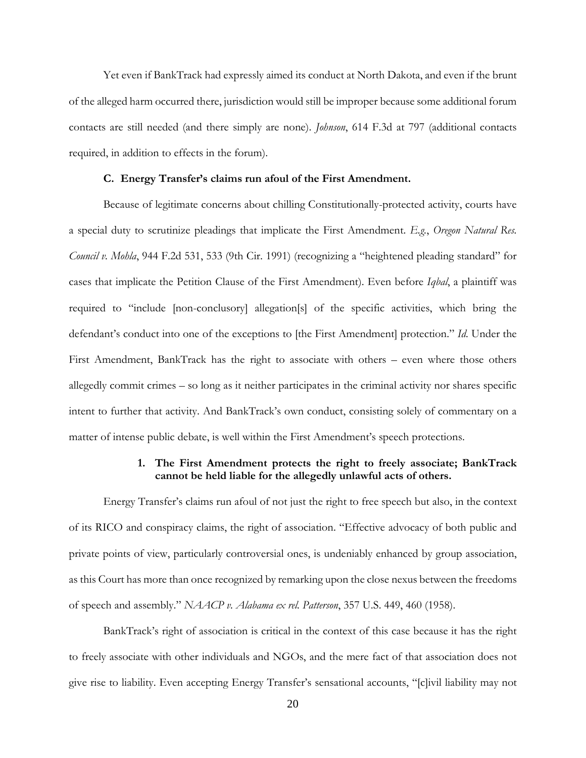Yet even if BankTrack had expressly aimed its conduct at North Dakota, and even if the brunt of the alleged harm occurred there, jurisdiction would still be improper because some additional forum contacts are still needed (and there simply are none). *Johnson*, 614 F.3d at 797 (additional contacts required, in addition to effects in the forum).

### C. Energy Transfer's claims run afoul of the First Amendment.

Because of legitimate concerns about chilling Constitutionally-protected activity, courts have a special duty to scrutinize pleadings that implicate the First Amendment. *E.g.*, *Oregon Natural Res. Council v. Mohla*, 944 F.2d 531, 533 (9th Cir. 1991) (recognizing a "heightened pleading standard" for cases that implicate the Petition Clause of the First Amendment). Even before *Iqbal*, a plaintiff was required to "include [non-conclusory] allegation[s] of the specific activities, which bring the defendant's conduct into one of the exceptions to [the First Amendment] protection." *Id.* Under the First Amendment, BankTrack has the right to associate with others – even where those others allegedly commit crimes – so long as it neither participates in the criminal activity nor shares specific intent to further that activity. And BankTrack's own conduct, consisting solely of commentary on a matter of intense public debate, is well within the First Amendment's speech protections.

#### 1. The First Amendment protects the right to freely associate; BankTrack cannot be held liable for the allegedly unlawful acts of others.

Energy Transfer's claims run afoul of not just the right to free speech but also, in the context of its RICO and conspiracy claims, the right of association. "Effective advocacy of both public and private points of view, particularly controversial ones, is undeniably enhanced by group association, as this Court has more than once recognized by remarking upon the close nexus between the freedoms of speech and assembly." *NAACP v. Alabama ex rel. Patterson*, 357 U.S. 449, 460 (1958).

BankTrack's right of association is critical in the context of this case because it has the right to freely associate with other individuals and NGOs, and the mere fact of that association does not give rise to liability. Even accepting Energy Transfer's sensational accounts, "[c]ivil liability may not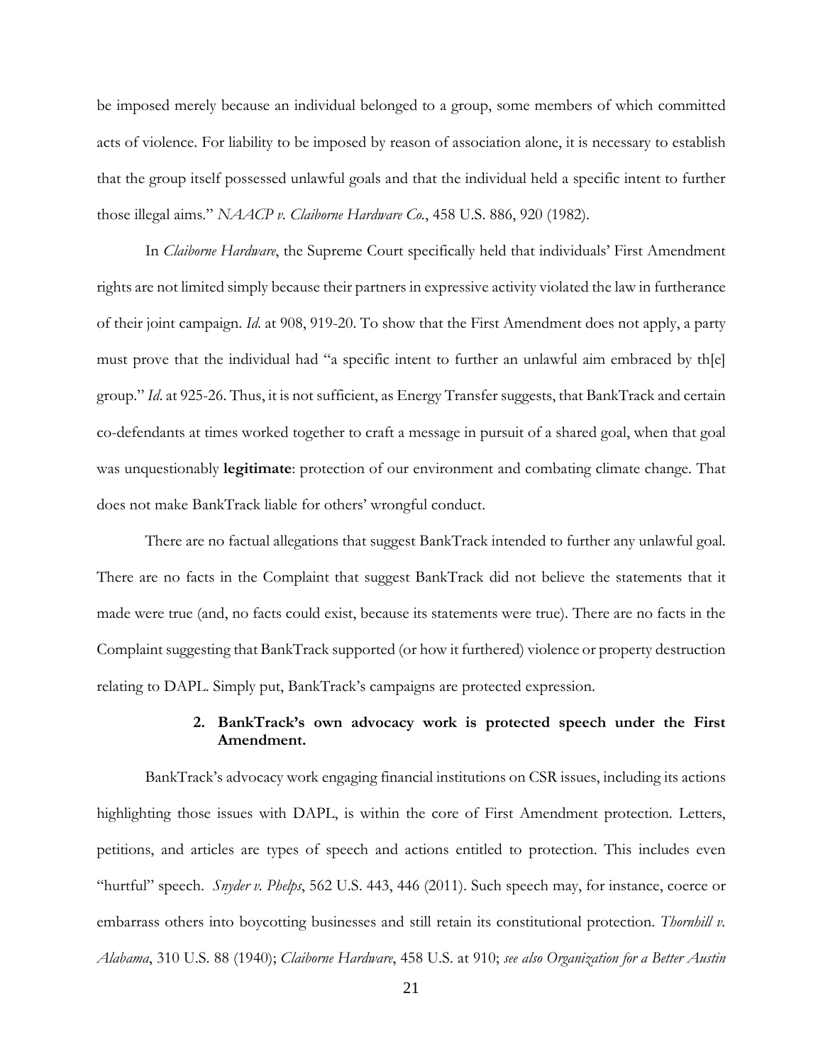be imposed merely because an individual belonged to a group, some members of which committed acts of violence. For liability to be imposed by reason of association alone, it is necessary to establish that the group itself possessed unlawful goals and that the individual held a specific intent to further those illegal aims." *NAACP v. Claiborne Hardware Co.*, 458 U.S. 886, 920 (1982).

In *Claiborne Hardware*, the Supreme Court specifically held that individuals' First Amendment rights are not limited simply because their partners in expressive activity violated the law in furtherance of their joint campaign. *Id.* at 908, 919-20. To show that the First Amendment does not apply, a party must prove that the individual had "a specific intent to further an unlawful aim embraced by th[e] group." *Id*. at 925-26. Thus, it is not sufficient, as Energy Transfer suggests, that BankTrack and certain co-defendants at times worked together to craft a message in pursuit of a shared goal, when that goal was unquestionably **legitimate**: protection of our environment and combating climate change. That does not make BankTrack liable for others' wrongful conduct.

There are no factual allegations that suggest BankTrack intended to further any unlawful goal. There are no facts in the Complaint that suggest BankTrack did not believe the statements that it made were true (and, no facts could exist, because its statements were true). There are no facts in the Complaint suggesting that BankTrack supported (or how it furthered) violence or property destruction relating to DAPL. Simply put, BankTrack's campaigns are protected expression.

### 2. BankTrack's own advocacy work is protected speech under the First Amendment.

BankTrack's advocacy work engaging financial institutions on CSR issues, including its actions highlighting those issues with DAPL, is within the core of First Amendment protection. Letters, petitions, and articles are types of speech and actions entitled to protection. This includes even "hurtful" speech. *Snyder v. Phelps*, 562 U.S. 443, 446 (2011). Such speech may, for instance, coerce or embarrass others into boycotting businesses and still retain its constitutional protection. *Thornhill v. Alabama*, 310 U.S. 88 (1940); *Claiborne Hardware*, 458 U.S. at 910; *see also Organization for a Better Austin*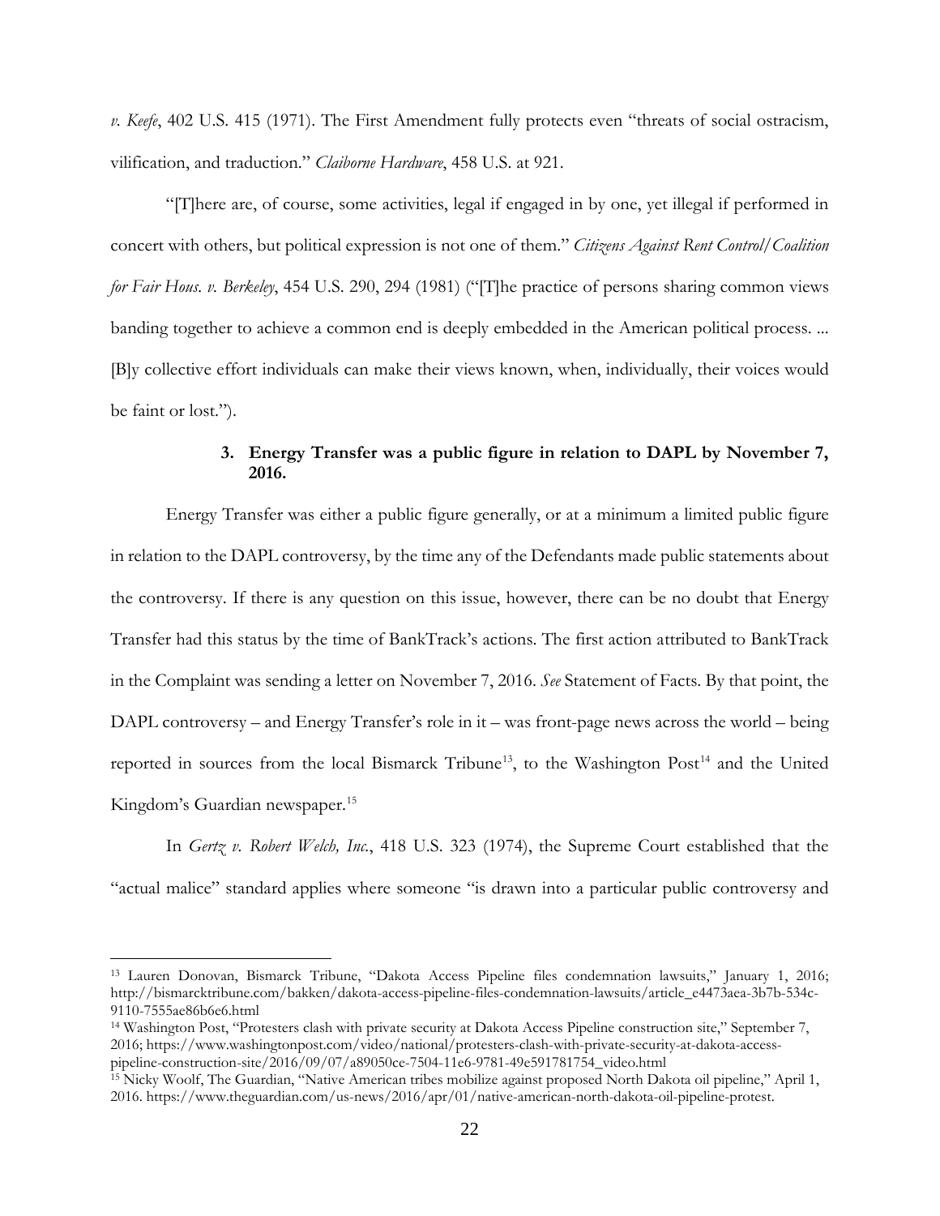*v. Keefe*, 402 U.S. 415 (1971). The First Amendment fully protects even "threats of social ostracism, vilification, and traduction." *Claiborne Hardware*, 458 U.S. at 921.

"[T]here are, of course, some activities, legal if engaged in by one, yet illegal if performed in concert with others, but political expression is not one of them." *Citizens Against Rent Control/Coalition for Fair Hous. v. Berkeley*, 454 U.S. 290, 294 (1981) ("[T]he practice of persons sharing common views banding together to achieve a common end is deeply embedded in the American political process. ... [B]y collective effort individuals can make their views known, when, individually, their voices would be faint or lost.").

### 3. Energy Transfer was a public figure in relation to DAPL by November 7, 2016.

Energy Transfer was either a public figure generally, or at a minimum a limited public figure in relation to the DAPL controversy, by the time any of the Defendants made public statements about the controversy. If there is any question on this issue, however, there can be no doubt that Energy Transfer had this status by the time of BankTrack's actions. The first action attributed to BankTrack in the Complaint was sending a letter on November 7, 2016. *See* Statement of Facts. By that point, the DAPL controversy – and Energy Transfer's role in it – was front-page news across the world – being reported in sources from the local Bismarck Tribune[13], to the Washington Post[14] and the United Kingdom's Guardian newspaper.[15]

In *Gertz v. Robert Welch, Inc.*, 418 U.S. 323 (1974), the Supreme Court established that the "actual malice" standard applies where someone "is drawn into a particular public controversy and

---

[13] Lauren Donovan, Bismarck Tribune, "Dakota Access Pipeline files condemnation lawsuits," January 1, 2016; http://bismarcktribune.com/bakken/dakota-access-pipeline-files-condemnation-lawsuits/article_e4473aea-3b7b-534c-9110-7555ae86b6e6.html

[14] Washington Post, "Protesters clash with private security at Dakota Access Pipeline construction site," September 7, 2016; https://www.washingtonpost.com/video/national/protesters-clash-with-private-security-at-dakota-access-pipeline-construction-site/2016/09/07/a89050ce-7504-11e6-9781-49e591781754_video.html

[15] Nicky Woolf, The Guardian, "Native American tribes mobilize against proposed North Dakota oil pipeline," April 1, 2016. https://www.theguardian.com/us-news/2016/apr/01/native-american-north-dakota-oil-pipeline-protest.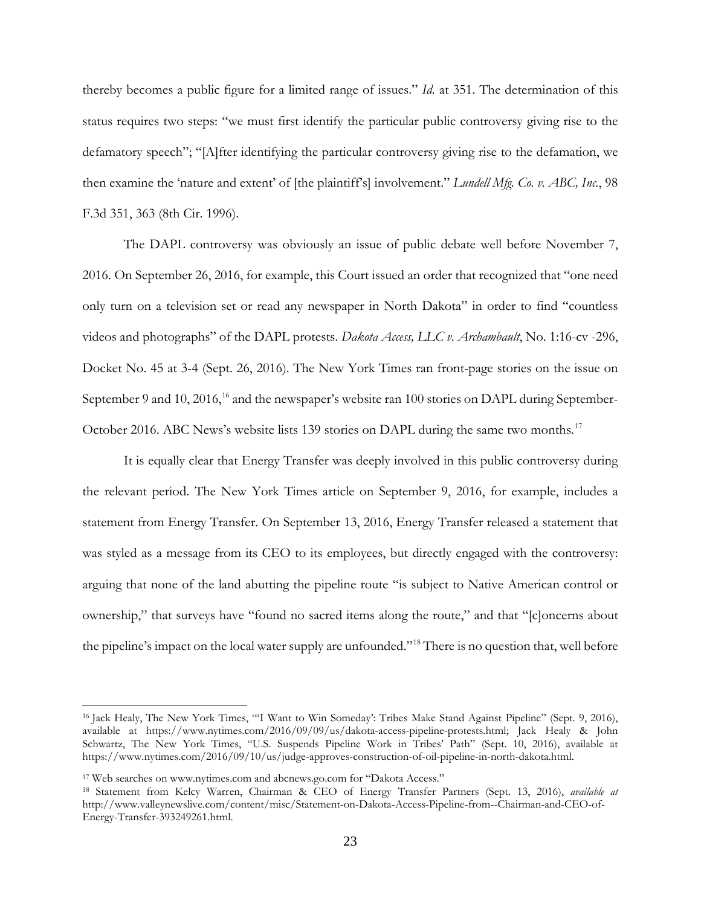thereby becomes a public figure for a limited range of issues." *Id.* at 351. The determination of this status requires two steps: "we must first identify the particular public controversy giving rise to the defamatory speech"; "[A]fter identifying the particular controversy giving rise to the defamation, we then examine the 'nature and extent' of [the plaintiff's] involvement." *Lundell Mfg. Co. v. ABC, Inc.*, 98 F.3d 351, 363 (8th Cir. 1996).

The DAPL controversy was obviously an issue of public debate well before November 7, 2016. On September 26, 2016, for example, this Court issued an order that recognized that "one need only turn on a television set or read any newspaper in North Dakota" in order to find "countless videos and photographs" of the DAPL protests. *Dakota Access, LLC v. Archambault*, No. 1:16-cv -296, Docket No. 45 at 3-4 (Sept. 26, 2016). The New York Times ran front-page stories on the issue on September 9 and 10, 2016,[16] and the newspaper's website ran 100 stories on DAPL during September-October 2016. ABC News's website lists 139 stories on DAPL during the same two months.[17]

It is equally clear that Energy Transfer was deeply involved in this public controversy during the relevant period. The New York Times article on September 9, 2016, for example, includes a statement from Energy Transfer. On September 13, 2016, Energy Transfer released a statement that was styled as a message from its CEO to its employees, but directly engaged with the controversy: arguing that none of the land abutting the pipeline route "is subject to Native American control or ownership," that surveys have "found no sacred items along the route," and that "[c]oncerns about the pipeline's impact on the local water supply are unfounded."[18] There is no question that, well before

---

[16] Jack Healy, The New York Times, "'I Want to Win Someday': Tribes Make Stand Against Pipeline" (Sept. 9, 2016), available at https://www.nytimes.com/2016/09/09/us/dakota-access-pipeline-protests.html; Jack Healy & John Schwartz, The New York Times, "U.S. Suspends Pipeline Work in Tribes' Path" (Sept. 10, 2016), available at https://www.nytimes.com/2016/09/10/us/judge-approves-construction-of-oil-pipeline-in-north-dakota.html.

[17] Web searches on www.nytimes.com and abcnews.go.com for "Dakota Access."

[18] Statement from Kelcy Warren, Chairman & CEO of Energy Transfer Partners (Sept. 13, 2016), *available at* http://www.valleynewslive.com/content/misc/Statement-on-Dakota-Access-Pipeline-from--Chairman-and-CEO-of-Energy-Transfer-393249261.html.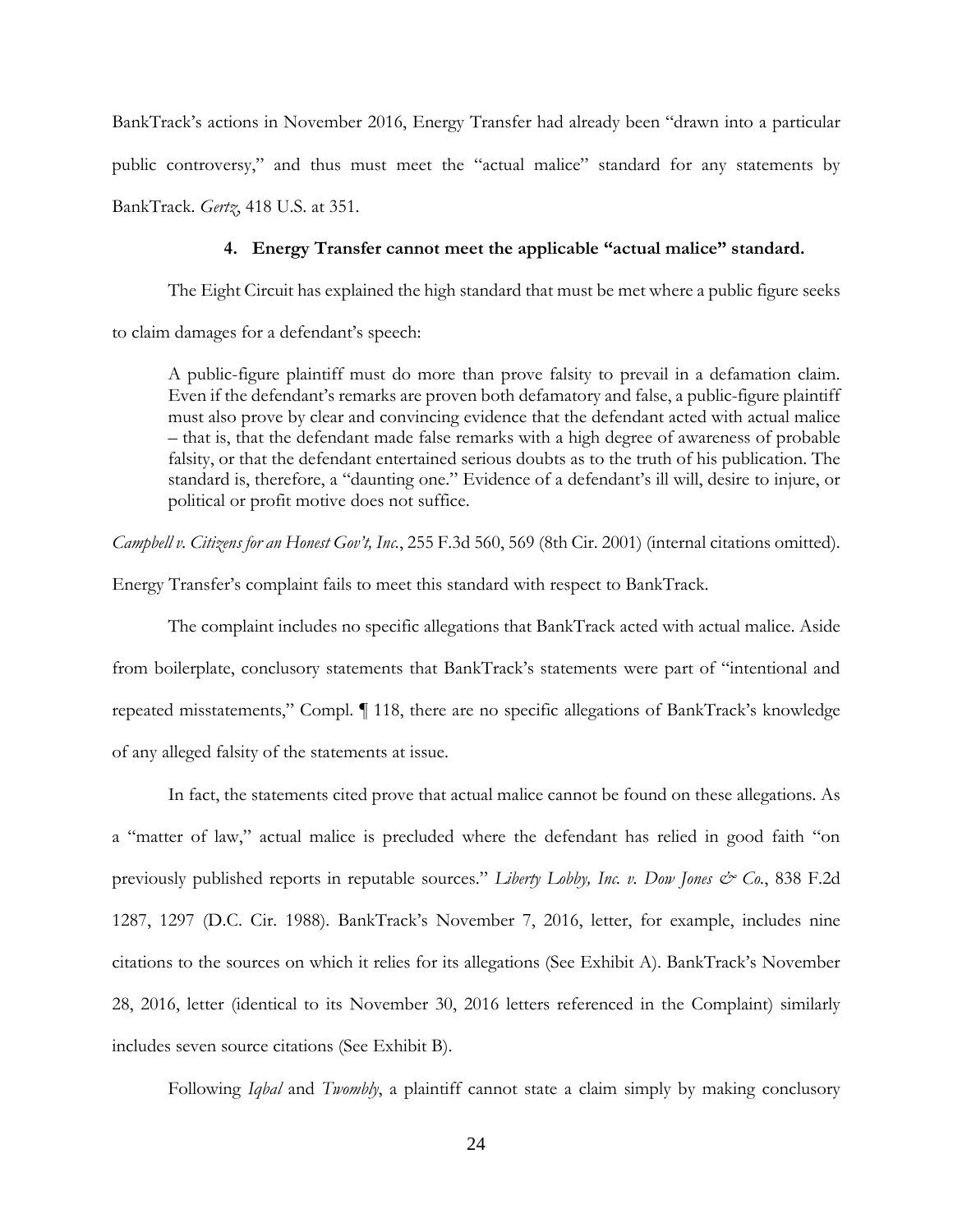BankTrack's actions in November 2016, Energy Transfer had already been "drawn into a particular public controversy," and thus must meet the "actual malice" standard for any statements by BankTrack. *Gertz*, 418 U.S. at 351.

#### 4. Energy Transfer cannot meet the applicable "actual malice" standard.

The Eight Circuit has explained the high standard that must be met where a public figure seeks to claim damages for a defendant's speech:

> A public-figure plaintiff must do more than prove falsity to prevail in a defamation claim. Even if the defendant's remarks are proven both defamatory and false, a public-figure plaintiff must also prove by clear and convincing evidence that the defendant acted with actual malice – that is, that the defendant made false remarks with a high degree of awareness of probable falsity, or that the defendant entertained serious doubts as to the truth of his publication. The standard is, therefore, a "daunting one." Evidence of a defendant's ill will, desire to injure, or political or profit motive does not suffice.

*Campbell v. Citizens for an Honest Gov't, Inc.*, 255 F.3d 560, 569 (8th Cir. 2001) (internal citations omitted). Energy Transfer's complaint fails to meet this standard with respect to BankTrack.

The complaint includes no specific allegations that BankTrack acted with actual malice. Aside from boilerplate, conclusory statements that BankTrack's statements were part of "intentional and repeated misstatements," Compl. ¶ 118, there are no specific allegations of BankTrack's knowledge of any alleged falsity of the statements at issue.

In fact, the statements cited prove that actual malice cannot be found on these allegations. As a "matter of law," actual malice is precluded where the defendant has relied in good faith "on previously published reports in reputable sources." *Liberty Lobby, Inc. v. Dow Jones & Co.*, 838 F.2d 1287, 1297 (D.C. Cir. 1988). BankTrack's November 7, 2016, letter, for example, includes nine citations to the sources on which it relies for its allegations (See Exhibit A). BankTrack's November 28, 2016, letter (identical to its November 30, 2016 letters referenced in the Complaint) similarly includes seven source citations (See Exhibit B).

Following *Iqbal* and *Twombly*, a plaintiff cannot state a claim simply by making conclusory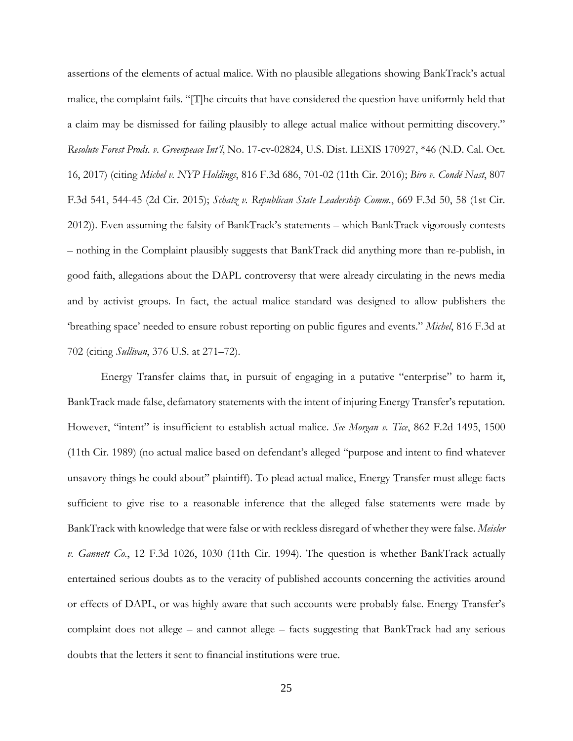assertions of the elements of actual malice. With no plausible allegations showing BankTrack's actual malice, the complaint fails. "[T]he circuits that have considered the question have uniformly held that a claim may be dismissed for failing plausibly to allege actual malice without permitting discovery." *Resolute Forest Prods. v. Greenpeace Int'l*, No. 17-cv-02824, U.S. Dist. LEXIS 170927, *46 (N.D. Cal. Oct. 16, 2017) (citing *Michel v. NYP Holdings*, 816 F.3d 686, 701-02 (11th Cir. 2016); *Biro v. Condé Nast*, 807 F.3d 541, 544-45 (2d Cir. 2015); *Schatz v. Republican State Leadership Comm.*, 669 F.3d 50, 58 (1st Cir. 2012)). Even assuming the falsity of BankTrack's statements – which BankTrack vigorously contests – nothing in the Complaint plausibly suggests that BankTrack did anything more than re-publish, in good faith, allegations about the DAPL controversy that were already circulating in the news media and by activist groups. In fact, the actual malice standard was designed to allow publishers the 'breathing space' needed to ensure robust reporting on public figures and events." *Michel*, 816 F.3d at 702 (citing *Sullivan*, 376 U.S. at 271–72).

Energy Transfer claims that, in pursuit of engaging in a putative "enterprise" to harm it, BankTrack made false, defamatory statements with the intent of injuring Energy Transfer's reputation. However, "intent" is insufficient to establish actual malice. *See Morgan v. Tice*, 862 F.2d 1495, 1500 (11th Cir. 1989) (no actual malice based on defendant's alleged "purpose and intent to find whatever unsavory things he could about" plaintiff). To plead actual malice, Energy Transfer must allege facts sufficient to give rise to a reasonable inference that the alleged false statements were made by BankTrack with knowledge that were false or with reckless disregard of whether they were false. *Meisler v. Gannett Co.*, 12 F.3d 1026, 1030 (11th Cir. 1994). The question is whether BankTrack actually entertained serious doubts as to the veracity of published accounts concerning the activities around or effects of DAPL, or was highly aware that such accounts were probably false. Energy Transfer's complaint does not allege – and cannot allege – facts suggesting that BankTrack had any serious doubts that the letters it sent to financial institutions were true.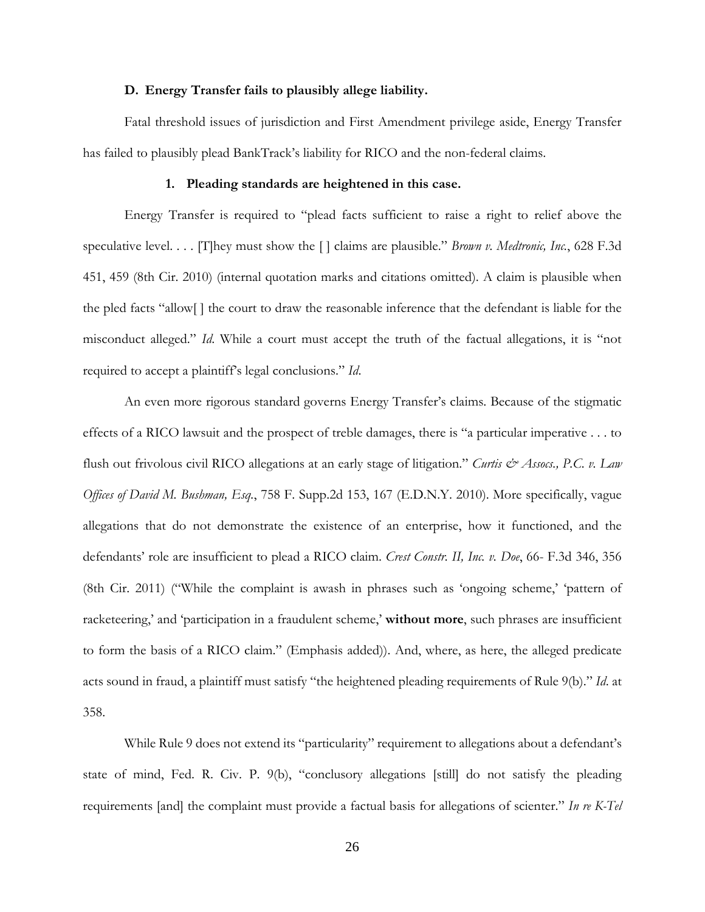### D. Energy Transfer fails to plausibly allege liability.

Fatal threshold issues of jurisdiction and First Amendment privilege aside, Energy Transfer has failed to plausibly plead BankTrack's liability for RICO and the non-federal claims.

#### 1. Pleading standards are heightened in this case.

Energy Transfer is required to "plead facts sufficient to raise a right to relief above the speculative level. . . . [T]hey must show the [ ] claims are plausible." *Brown v. Medtronic, Inc.*, 628 F.3d 451, 459 (8th Cir. 2010) (internal quotation marks and citations omitted). A claim is plausible when the pled facts "allow[ ] the court to draw the reasonable inference that the defendant is liable for the misconduct alleged." *Id.* While a court must accept the truth of the factual allegations, it is "not required to accept a plaintiff's legal conclusions." *Id.*

An even more rigorous standard governs Energy Transfer's claims. Because of the stigmatic effects of a RICO lawsuit and the prospect of treble damages, there is "a particular imperative . . . to flush out frivolous civil RICO allegations at an early stage of litigation." *Curtis & Assocs., P.C. v. Law Offices of David M. Bushman, Esq.*, 758 F. Supp.2d 153, 167 (E.D.N.Y. 2010). More specifically, vague allegations that do not demonstrate the existence of an enterprise, how it functioned, and the defendants' role are insufficient to plead a RICO claim. *Crest Constr. II, Inc. v. Doe*, 66- F.3d 346, 356 (8th Cir. 2011) ("While the complaint is awash in phrases such as 'ongoing scheme,' 'pattern of racketeering,' and 'participation in a fraudulent scheme,' **without more**, such phrases are insufficient to form the basis of a RICO claim." (Emphasis added)). And, where, as here, the alleged predicate acts sound in fraud, a plaintiff must satisfy "the heightened pleading requirements of Rule 9(b)." *Id.* at 358.

While Rule 9 does not extend its "particularity" requirement to allegations about a defendant's state of mind, Fed. R. Civ. P. 9(b), "conclusory allegations [still] do not satisfy the pleading requirements [and] the complaint must provide a factual basis for allegations of scienter." *In re K-Tel*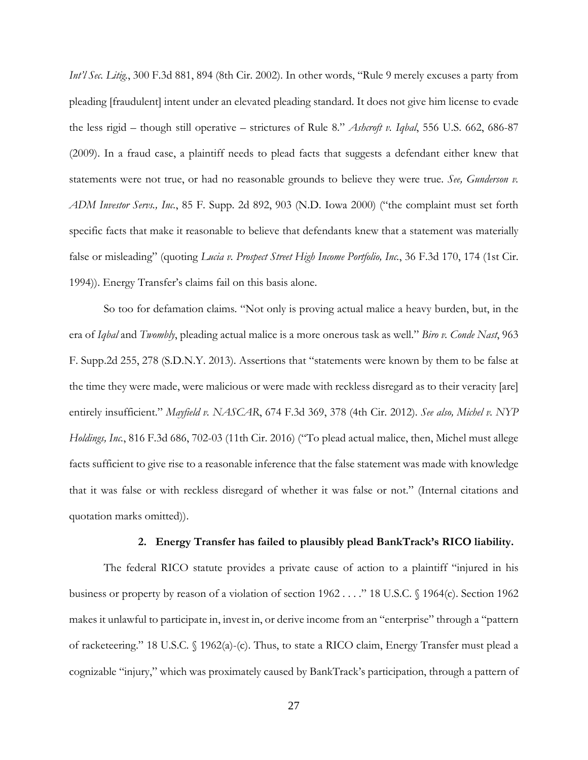*Int'l Sec. Litig.*, 300 F.3d 881, 894 (8th Cir. 2002). In other words, "Rule 9 merely excuses a party from pleading [fraudulent] intent under an elevated pleading standard. It does not give him license to evade the less rigid – though still operative – strictures of Rule 8." *Ashcroft v. Iqbal*, 556 U.S. 662, 686-87 (2009). In a fraud case, a plaintiff needs to plead facts that suggests a defendant either knew that statements were not true, or had no reasonable grounds to believe they were true. *See, Gunderson v. ADM Investor Servs., Inc.*, 85 F. Supp. 2d 892, 903 (N.D. Iowa 2000) ("the complaint must set forth specific facts that make it reasonable to believe that defendants knew that a statement was materially false or misleading" (quoting *Lucia v. Prospect Street High Income Portfolio, Inc.*, 36 F.3d 170, 174 (1st Cir. 1994)). Energy Transfer's claims fail on this basis alone.

So too for defamation claims. "Not only is proving actual malice a heavy burden, but, in the era of *Iqbal* and *Twombly*, pleading actual malice is a more onerous task as well." *Biro v. Conde Nast*, 963 F. Supp.2d 255, 278 (S.D.N.Y. 2013). Assertions that "statements were known by them to be false at the time they were made, were malicious or were made with reckless disregard as to their veracity [are] entirely insufficient." *Mayfield v. NASCAR*, 674 F.3d 369, 378 (4th Cir. 2012). *See also, Michel v. NYP Holdings, Inc.*, 816 F.3d 686, 702-03 (11th Cir. 2016) ("To plead actual malice, then, Michel must allege facts sufficient to give rise to a reasonable inference that the false statement was made with knowledge that it was false or with reckless disregard of whether it was false or not." (Internal citations and quotation marks omitted)).

**2. Energy Transfer has failed to plausibly plead BankTrack's RICO liability.**

The federal RICO statute provides a private cause of action to a plaintiff "injured in his business or property by reason of a violation of section 1962 . . . ." 18 U.S.C. § 1964(c). Section 1962 makes it unlawful to participate in, invest in, or derive income from an "enterprise" through a "pattern of racketeering." 18 U.S.C. § 1962(a)-(c). Thus, to state a RICO claim, Energy Transfer must plead a cognizable "injury," which was proximately caused by BankTrack's participation, through a pattern of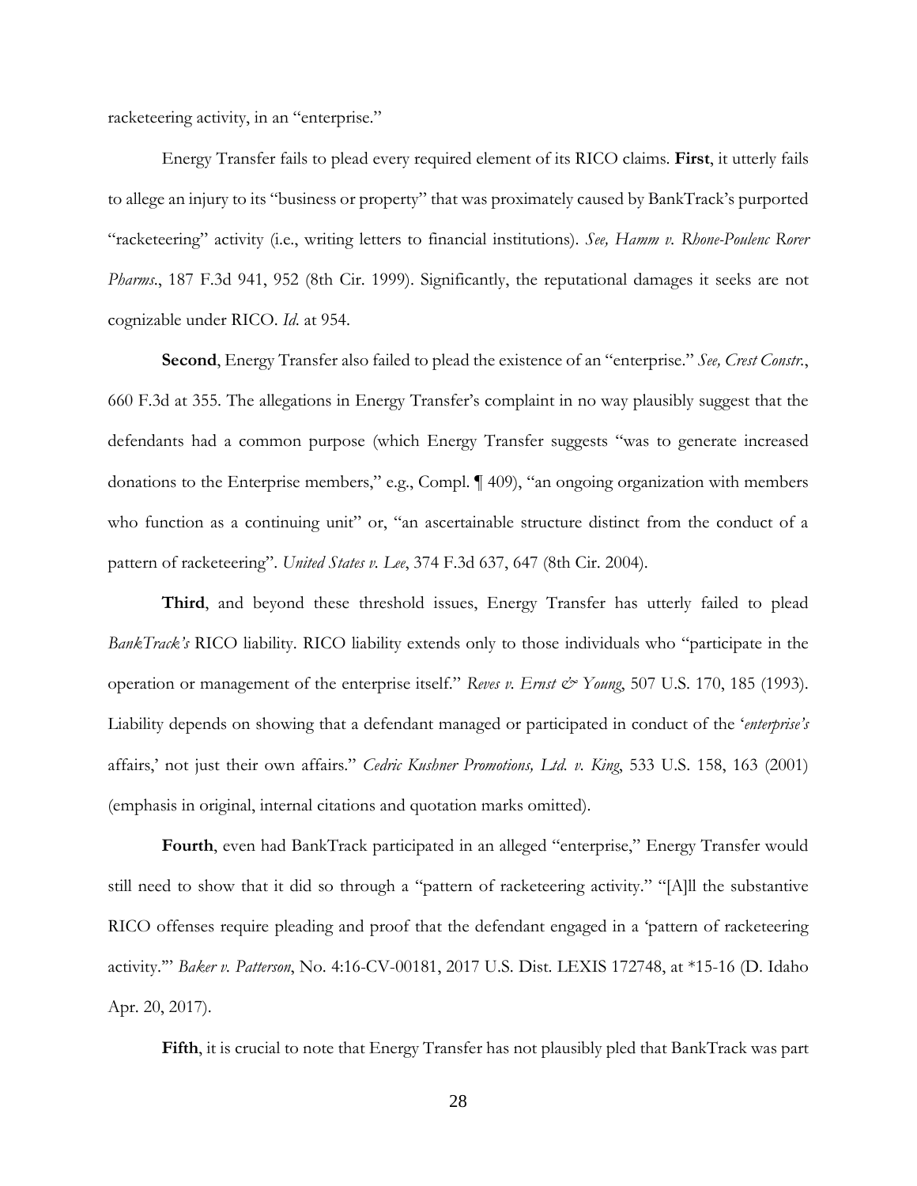racketeering activity, in an "enterprise."

Energy Transfer fails to plead every required element of its RICO claims. **First**, it utterly fails to allege an injury to its "business or property" that was proximately caused by BankTrack's purported "racketeering" activity (i.e., writing letters to financial institutions). *See, Hamm v. Rhone-Poulenc Rorer Pharms.*, 187 F.3d 941, 952 (8th Cir. 1999). Significantly, the reputational damages it seeks are not cognizable under RICO. *Id.* at 954.

**Second**, Energy Transfer also failed to plead the existence of an "enterprise." *See, Crest Constr.*, 660 F.3d at 355. The allegations in Energy Transfer's complaint in no way plausibly suggest that the defendants had a common purpose (which Energy Transfer suggests "was to generate increased donations to the Enterprise members," e.g., Compl. ¶ 409), "an ongoing organization with members who function as a continuing unit" or, "an ascertainable structure distinct from the conduct of a pattern of racketeering". *United States v. Lee*, 374 F.3d 637, 647 (8th Cir. 2004).

**Third**, and beyond these threshold issues, Energy Transfer has utterly failed to plead *BankTrack's* RICO liability. RICO liability extends only to those individuals who "participate in the operation or management of the enterprise itself." *Reves v. Ernst & Young*, 507 U.S. 170, 185 (1993). Liability depends on showing that a defendant managed or participated in conduct of the '*enterprise's* affairs,' not just their own affairs." *Cedric Kushner Promotions, Ltd. v. King*, 533 U.S. 158, 163 (2001) (emphasis in original, internal citations and quotation marks omitted).

**Fourth**, even had BankTrack participated in an alleged "enterprise," Energy Transfer would still need to show that it did so through a "pattern of racketeering activity." "[A]ll the substantive RICO offenses require pleading and proof that the defendant engaged in a 'pattern of racketeering activity.'" *Baker v. Patterson*, No. 4:16-CV-00181, 2017 U.S. Dist. LEXIS 172748, at *15-16 (D. Idaho Apr. 20, 2017).

**Fifth**, it is crucial to note that Energy Transfer has not plausibly pled that BankTrack was part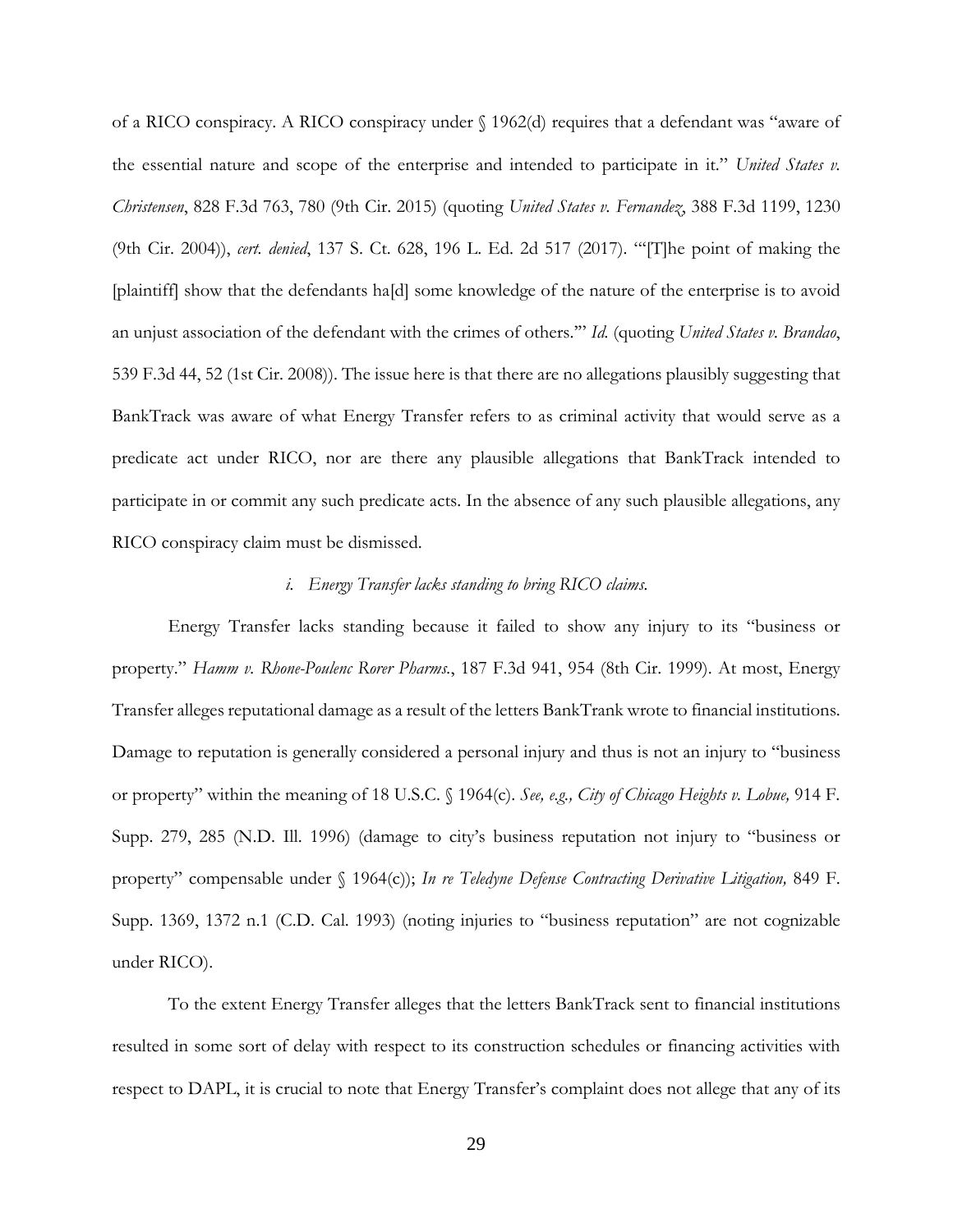of a RICO conspiracy. A RICO conspiracy under § 1962(d) requires that a defendant was "aware of the essential nature and scope of the enterprise and intended to participate in it." *United States v. Christensen*, 828 F.3d 763, 780 (9th Cir. 2015) (quoting *United States v. Fernandez*, 388 F.3d 1199, 1230 (9th Cir. 2004)), *cert. denied*, 137 S. Ct. 628, 196 L. Ed. 2d 517 (2017). "'[T]he point of making the [plaintiff] show that the defendants ha[d] some knowledge of the nature of the enterprise is to avoid an unjust association of the defendant with the crimes of others.'" *Id.* (quoting *United States v. Brandao*, 539 F.3d 44, 52 (1st Cir. 2008)). The issue here is that there are no allegations plausibly suggesting that BankTrack was aware of what Energy Transfer refers to as criminal activity that would serve as a predicate act under RICO, nor are there any plausible allegations that BankTrack intended to participate in or commit any such predicate acts. In the absence of any such plausible allegations, any RICO conspiracy claim must be dismissed.

*i. Energy Transfer lacks standing to bring RICO claims.*

Energy Transfer lacks standing because it failed to show any injury to its "business or property." *Hamm v. Rhone-Poulenc Rorer Pharms.*, 187 F.3d 941, 954 (8th Cir. 1999). At most, Energy Transfer alleges reputational damage as a result of the letters BankTrank wrote to financial institutions. Damage to reputation is generally considered a personal injury and thus is not an injury to "business or property" within the meaning of 18 U.S.C. § 1964(c). *See, e.g., City of Chicago Heights v. Lobue,* 914 F. Supp. 279, 285 (N.D. Ill. 1996) (damage to city's business reputation not injury to "business or property" compensable under § 1964(c)); *In re Teledyne Defense Contracting Derivative Litigation,* 849 F. Supp. 1369, 1372 n.1 (C.D. Cal. 1993) (noting injuries to "business reputation" are not cognizable under RICO).

To the extent Energy Transfer alleges that the letters BankTrack sent to financial institutions resulted in some sort of delay with respect to its construction schedules or financing activities with respect to DAPL, it is crucial to note that Energy Transfer's complaint does not allege that any of its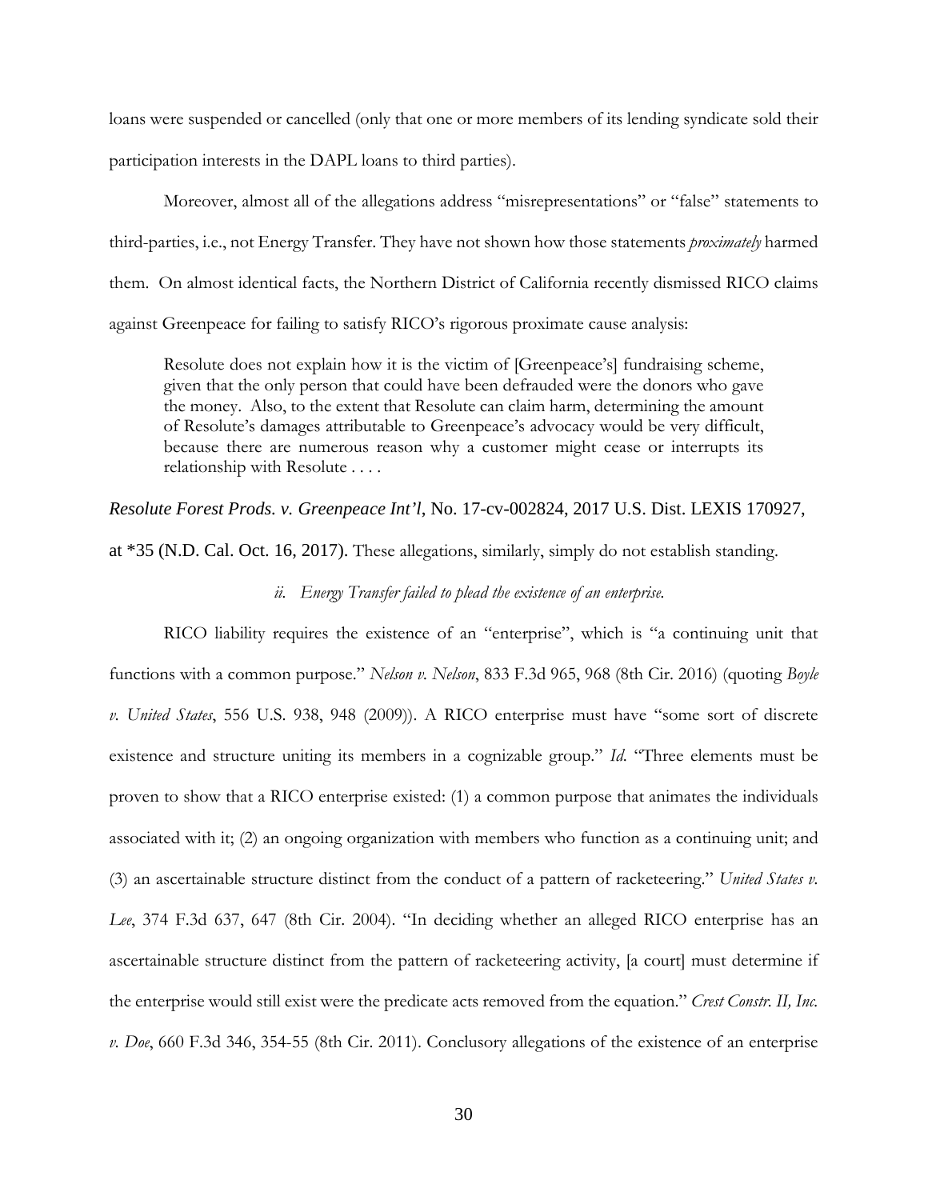loans were suspended or cancelled (only that one or more members of its lending syndicate sold their participation interests in the DAPL loans to third parties).

Moreover, almost all of the allegations address "misrepresentations" or "false" statements to third-parties, i.e., not Energy Transfer. They have not shown how those statements *proximately* harmed them. On almost identical facts, the Northern District of California recently dismissed RICO claims against Greenpeace for failing to satisfy RICO's rigorous proximate cause analysis:

> Resolute does not explain how it is the victim of [Greenpeace's] fundraising scheme, given that the only person that could have been defrauded were the donors who gave the money. Also, to the extent that Resolute can claim harm, determining the amount of Resolute's damages attributable to Greenpeace's advocacy would be very difficult, because there are numerous reason why a customer might cease or interrupts its relationship with Resolute . . . .

*Resolute Forest Prods. v. Greenpeace Int'l*, No. 17-cv-002824, 2017 U.S. Dist. LEXIS 170927, at *35 (N.D. Cal. Oct. 16, 2017). These allegations, similarly, simply do not establish standing.

*ii. Energy Transfer failed to plead the existence of an enterprise.*

RICO liability requires the existence of an "enterprise", which is "a continuing unit that functions with a common purpose." *Nelson v. Nelson*, 833 F.3d 965, 968 (8th Cir. 2016) (quoting *Boyle v. United States*, 556 U.S. 938, 948 (2009)). A RICO enterprise must have "some sort of discrete existence and structure uniting its members in a cognizable group." *Id.* "Three elements must be proven to show that a RICO enterprise existed: (1) a common purpose that animates the individuals associated with it; (2) an ongoing organization with members who function as a continuing unit; and (3) an ascertainable structure distinct from the conduct of a pattern of racketeering." *United States v. Lee*, 374 F.3d 637, 647 (8th Cir. 2004). "In deciding whether an alleged RICO enterprise has an ascertainable structure distinct from the pattern of racketeering activity, [a court] must determine if the enterprise would still exist were the predicate acts removed from the equation." *Crest Constr. II, Inc. v. Doe*, 660 F.3d 346, 354-55 (8th Cir. 2011). Conclusory allegations of the existence of an enterprise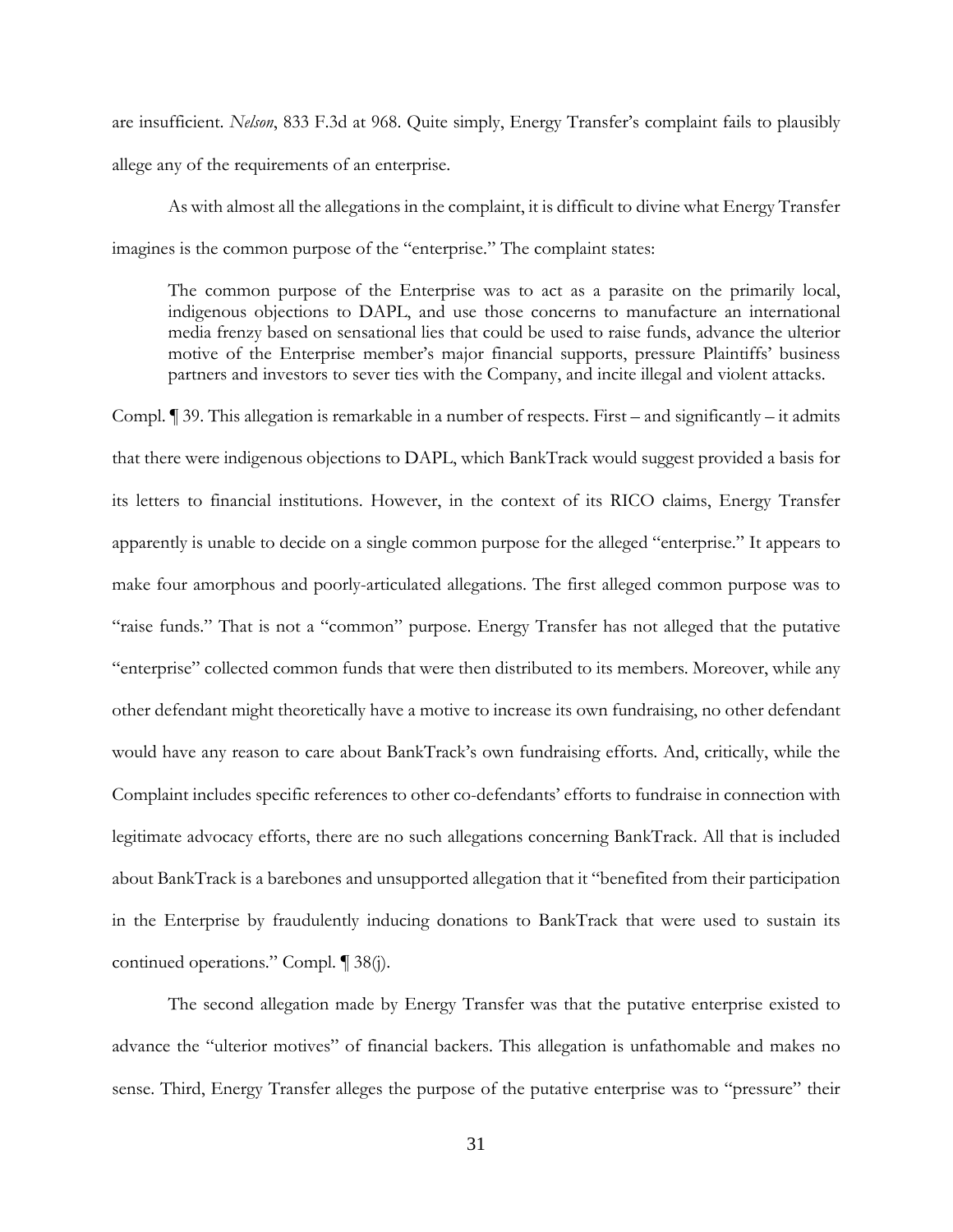are insufficient. *Nelson*, 833 F.3d at 968. Quite simply, Energy Transfer's complaint fails to plausibly allege any of the requirements of an enterprise.

As with almost all the allegations in the complaint, it is difficult to divine what Energy Transfer imagines is the common purpose of the "enterprise." The complaint states:

> The common purpose of the Enterprise was to act as a parasite on the primarily local, indigenous objections to DAPL, and use those concerns to manufacture an international media frenzy based on sensational lies that could be used to raise funds, advance the ulterior motive of the Enterprise member's major financial supports, pressure Plaintiffs' business partners and investors to sever ties with the Company, and incite illegal and violent attacks.

Compl. ¶ 39. This allegation is remarkable in a number of respects. First – and significantly – it admits that there were indigenous objections to DAPL, which BankTrack would suggest provided a basis for its letters to financial institutions. However, in the context of its RICO claims, Energy Transfer apparently is unable to decide on a single common purpose for the alleged "enterprise." It appears to make four amorphous and poorly-articulated allegations. The first alleged common purpose was to "raise funds." That is not a "common" purpose. Energy Transfer has not alleged that the putative "enterprise" collected common funds that were then distributed to its members. Moreover, while any other defendant might theoretically have a motive to increase its own fundraising, no other defendant would have any reason to care about BankTrack's own fundraising efforts. And, critically, while the Complaint includes specific references to other co-defendants' efforts to fundraise in connection with legitimate advocacy efforts, there are no such allegations concerning BankTrack. All that is included about BankTrack is a barebones and unsupported allegation that it "benefited from their participation in the Enterprise by fraudulently inducing donations to BankTrack that were used to sustain its continued operations." Compl. ¶ 38(j).

The second allegation made by Energy Transfer was that the putative enterprise existed to advance the "ulterior motives" of financial backers. This allegation is unfathomable and makes no sense. Third, Energy Transfer alleges the purpose of the putative enterprise was to "pressure" their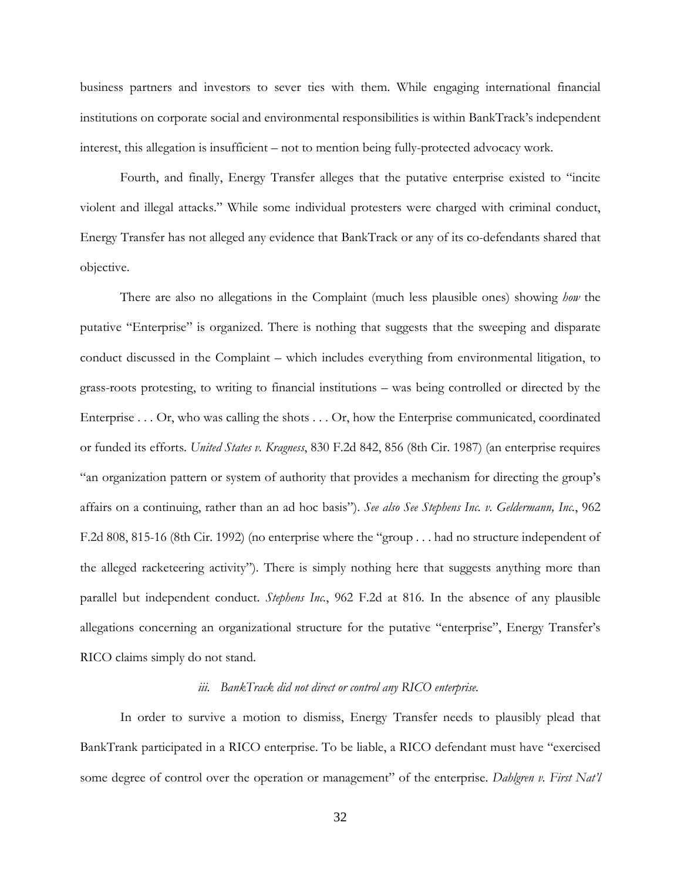business partners and investors to sever ties with them. While engaging international financial institutions on corporate social and environmental responsibilities is within BankTrack's independent interest, this allegation is insufficient – not to mention being fully-protected advocacy work.

Fourth, and finally, Energy Transfer alleges that the putative enterprise existed to "incite violent and illegal attacks." While some individual protesters were charged with criminal conduct, Energy Transfer has not alleged any evidence that BankTrack or any of its co-defendants shared that objective.

There are also no allegations in the Complaint (much less plausible ones) showing *how* the putative "Enterprise" is organized. There is nothing that suggests that the sweeping and disparate conduct discussed in the Complaint – which includes everything from environmental litigation, to grass-roots protesting, to writing to financial institutions – was being controlled or directed by the Enterprise . . . Or, who was calling the shots . . . Or, how the Enterprise communicated, coordinated or funded its efforts. *United States v. Kragness*, 830 F.2d 842, 856 (8th Cir. 1987) (an enterprise requires "an organization pattern or system of authority that provides a mechanism for directing the group's affairs on a continuing, rather than an ad hoc basis"). *See also See Stephens Inc. v. Geldermann, Inc.*, 962 F.2d 808, 815-16 (8th Cir. 1992) (no enterprise where the "group . . . had no structure independent of the alleged racketeering activity"). There is simply nothing here that suggests anything more than parallel but independent conduct. *Stephens Inc.*, 962 F.2d at 816. In the absence of any plausible allegations concerning an organizational structure for the putative "enterprise", Energy Transfer's RICO claims simply do not stand.

### *iii. BankTrack did not direct or control any RICO enterprise.*

In order to survive a motion to dismiss, Energy Transfer needs to plausibly plead that BankTrank participated in a RICO enterprise. To be liable, a RICO defendant must have "exercised some degree of control over the operation or management" of the enterprise. *Dahlgren v. First Nat'l*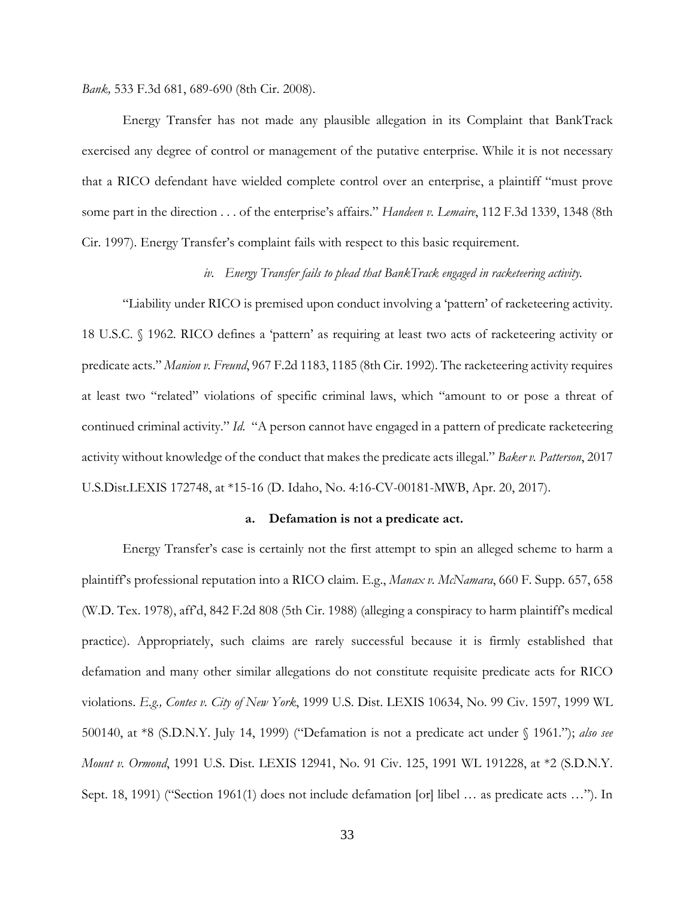*Bank,* 533 F.3d 681, 689-690 (8th Cir. 2008).

Energy Transfer has not made any plausible allegation in its Complaint that BankTrack exercised any degree of control or management of the putative enterprise. While it is not necessary that a RICO defendant have wielded complete control over an enterprise, a plaintiff "must prove some part in the direction . . . of the enterprise's affairs." *Handeen v. Lemaire*, 112 F.3d 1339, 1348 (8th Cir. 1997). Energy Transfer's complaint fails with respect to this basic requirement.

*iv. Energy Transfer fails to plead that BankTrack engaged in racketeering activity.*

"Liability under RICO is premised upon conduct involving a 'pattern' of racketeering activity. 18 U.S.C. § 1962. RICO defines a 'pattern' as requiring at least two acts of racketeering activity or predicate acts." *Manion v. Freund*, 967 F.2d 1183, 1185 (8th Cir. 1992). The racketeering activity requires at least two "related" violations of specific criminal laws, which "amount to or pose a threat of continued criminal activity." *Id.* "A person cannot have engaged in a pattern of predicate racketeering activity without knowledge of the conduct that makes the predicate acts illegal." *Baker v. Patterson*, 2017 U.S.Dist.LEXIS 172748, at *15-16 (D. Idaho, No. 4:16-CV-00181-MWB, Apr. 20, 2017).

**a. Defamation is not a predicate act.**

Energy Transfer's case is certainly not the first attempt to spin an alleged scheme to harm a plaintiff's professional reputation into a RICO claim. E.g., *Manax v. McNamara*, 660 F. Supp. 657, 658 (W.D. Tex. 1978), aff'd, 842 F.2d 808 (5th Cir. 1988) (alleging a conspiracy to harm plaintiff's medical practice). Appropriately, such claims are rarely successful because it is firmly established that defamation and many other similar allegations do not constitute requisite predicate acts for RICO violations. *E.g., Contes v. City of New York*, 1999 U.S. Dist. LEXIS 10634, No. 99 Civ. 1597, 1999 WL 500140, at *8 (S.D.N.Y. July 14, 1999) ("Defamation is not a predicate act under § 1961."); *also see Mount v. Ormond*, 1991 U.S. Dist. LEXIS 12941, No. 91 Civ. 125, 1991 WL 191228, at *2 (S.D.N.Y. Sept. 18, 1991) ("Section 1961(1) does not include defamation [or] libel … as predicate acts …"). In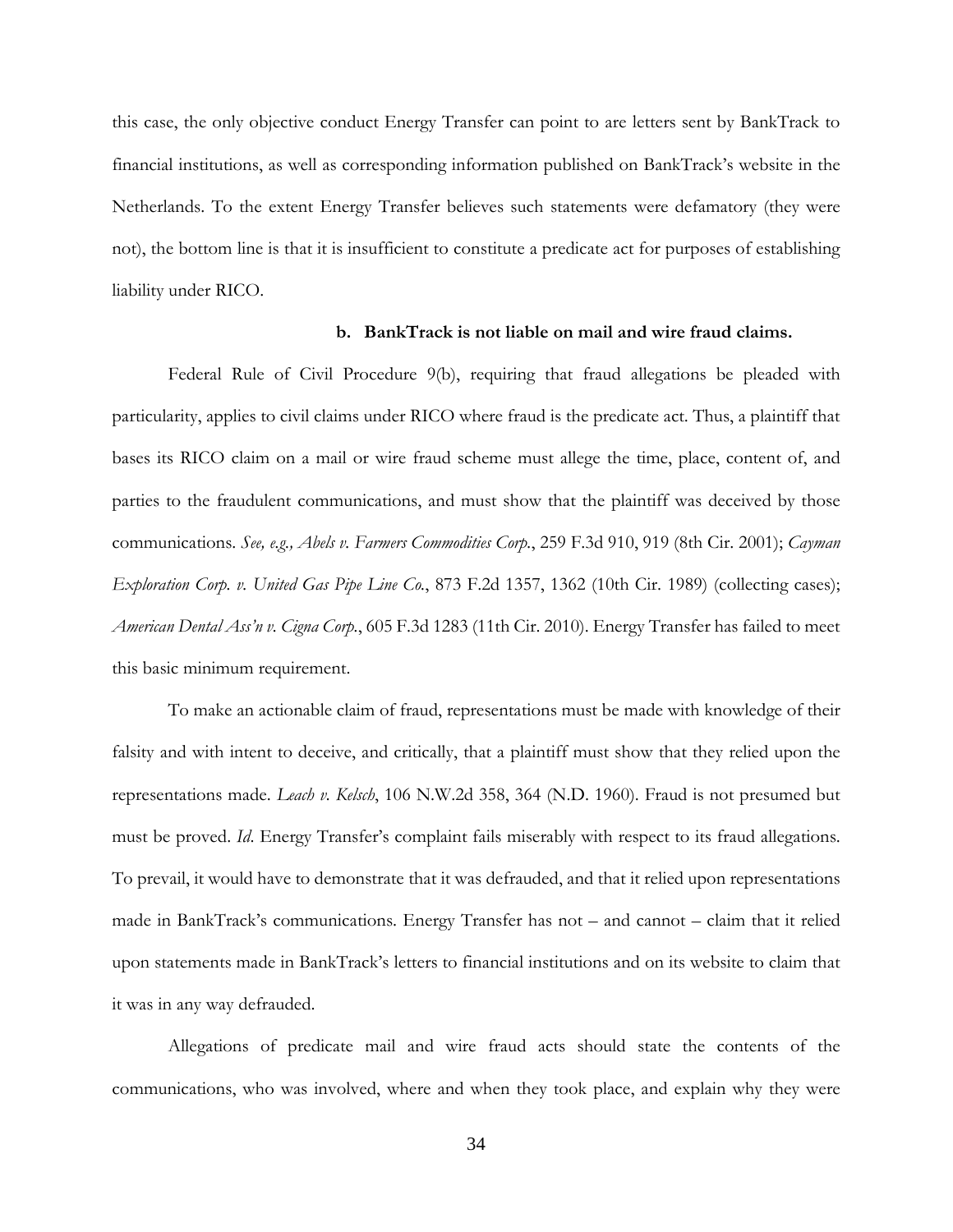this case, the only objective conduct Energy Transfer can point to are letters sent by BankTrack to financial institutions, as well as corresponding information published on BankTrack's website in the Netherlands. To the extent Energy Transfer believes such statements were defamatory (they were not), the bottom line is that it is insufficient to constitute a predicate act for purposes of establishing liability under RICO.

**b. BankTrack is not liable on mail and wire fraud claims.**

Federal Rule of Civil Procedure 9(b), requiring that fraud allegations be pleaded with particularity, applies to civil claims under RICO where fraud is the predicate act. Thus, a plaintiff that bases its RICO claim on a mail or wire fraud scheme must allege the time, place, content of, and parties to the fraudulent communications, and must show that the plaintiff was deceived by those communications. *See, e.g., Abels v. Farmers Commodities Corp.*, 259 F.3d 910, 919 (8th Cir. 2001); *Cayman Exploration Corp. v. United Gas Pipe Line Co.*, 873 F.2d 1357, 1362 (10th Cir. 1989) (collecting cases); *American Dental Ass'n v. Cigna Corp.*, 605 F.3d 1283 (11th Cir. 2010). Energy Transfer has failed to meet this basic minimum requirement.

To make an actionable claim of fraud, representations must be made with knowledge of their falsity and with intent to deceive, and critically, that a plaintiff must show that they relied upon the representations made. *Leach v. Kelsch*, 106 N.W.2d 358, 364 (N.D. 1960). Fraud is not presumed but must be proved. *Id*. Energy Transfer's complaint fails miserably with respect to its fraud allegations. To prevail, it would have to demonstrate that it was defrauded, and that it relied upon representations made in BankTrack's communications. Energy Transfer has not – and cannot – claim that it relied upon statements made in BankTrack's letters to financial institutions and on its website to claim that it was in any way defrauded.

Allegations of predicate mail and wire fraud acts should state the contents of the communications, who was involved, where and when they took place, and explain why they were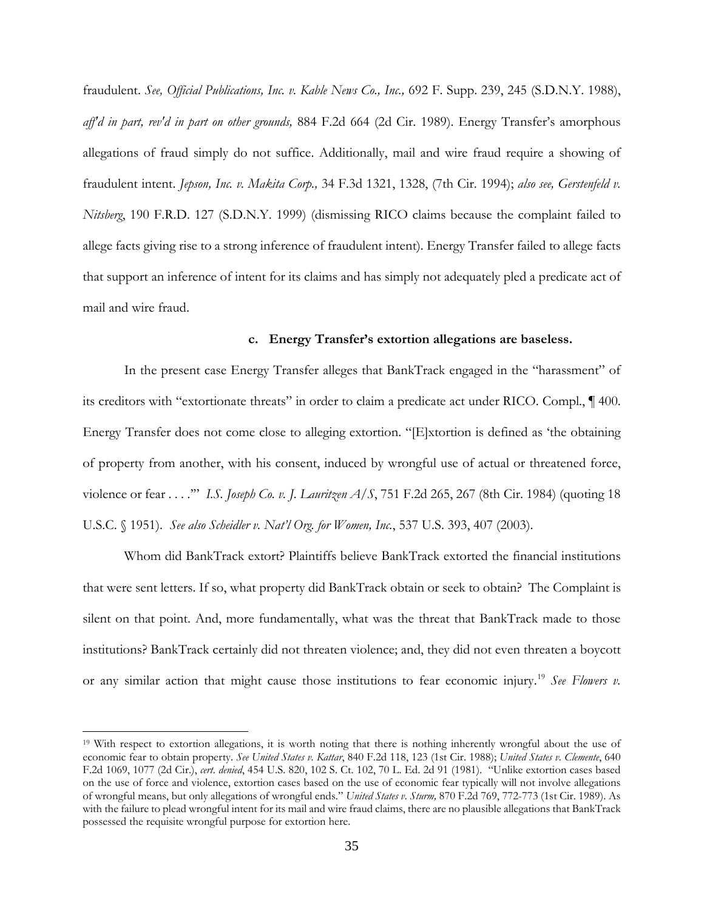fraudulent. *See, Official Publications, Inc. v. Kable News Co., Inc.,* 692 F. Supp. 239, 245 (S.D.N.Y. 1988), *aff'd in part, rev'd in part on other grounds,* 884 F.2d 664 (2d Cir. 1989). Energy Transfer's amorphous allegations of fraud simply do not suffice. Additionally, mail and wire fraud require a showing of fraudulent intent. *Jepson, Inc. v. Makita Corp.,* 34 F.3d 1321, 1328, (7th Cir. 1994); *also see, Gerstenfeld v. Nitsberg*, 190 F.R.D. 127 (S.D.N.Y. 1999) (dismissing RICO claims because the complaint failed to allege facts giving rise to a strong inference of fraudulent intent). Energy Transfer failed to allege facts that support an inference of intent for its claims and has simply not adequately pled a predicate act of mail and wire fraud.

**c. Energy Transfer's extortion allegations are baseless.**

In the present case Energy Transfer alleges that BankTrack engaged in the "harassment" of its creditors with "extortionate threats" in order to claim a predicate act under RICO. Compl., ¶ 400. Energy Transfer does not come close to alleging extortion. "[E]xtortion is defined as 'the obtaining of property from another, with his consent, induced by wrongful use of actual or threatened force, violence or fear . . . .'" *I.S. Joseph Co. v. J. Lauritzen A/S*, 751 F.2d 265, 267 (8th Cir. 1984) (quoting 18 U.S.C. § 1951). *See also Scheidler v. Nat'l Org. for Women, Inc.*, 537 U.S. 393, 407 (2003).

Whom did BankTrack extort? Plaintiffs believe BankTrack extorted the financial institutions that were sent letters. If so, what property did BankTrack obtain or seek to obtain? The Complaint is silent on that point. And, more fundamentally, what was the threat that BankTrack made to those institutions? BankTrack certainly did not threaten violence; and, they did not even threaten a boycott or any similar action that might cause those institutions to fear economic injury.[19] *See Flowers v.*

[19] With respect to extortion allegations, it is worth noting that there is nothing inherently wrongful about the use of economic fear to obtain property. *See United States v. Kattar*, 840 F.2d 118, 123 (1st Cir. 1988); *United States v. Clemente*, 640 F.2d 1069, 1077 (2d Cir.), *cert. denied*, 454 U.S. 820, 102 S. Ct. 102, 70 L. Ed. 2d 91 (1981). "Unlike extortion cases based on the use of force and violence, extortion cases based on the use of economic fear typically will not involve allegations of wrongful means, but only allegations of wrongful ends." *United States v. Sturm,* 870 F.2d 769, 772-773 (1st Cir. 1989). As with the failure to plead wrongful intent for its mail and wire fraud claims, there are no plausible allegations that BankTrack possessed the requisite wrongful purpose for extortion here.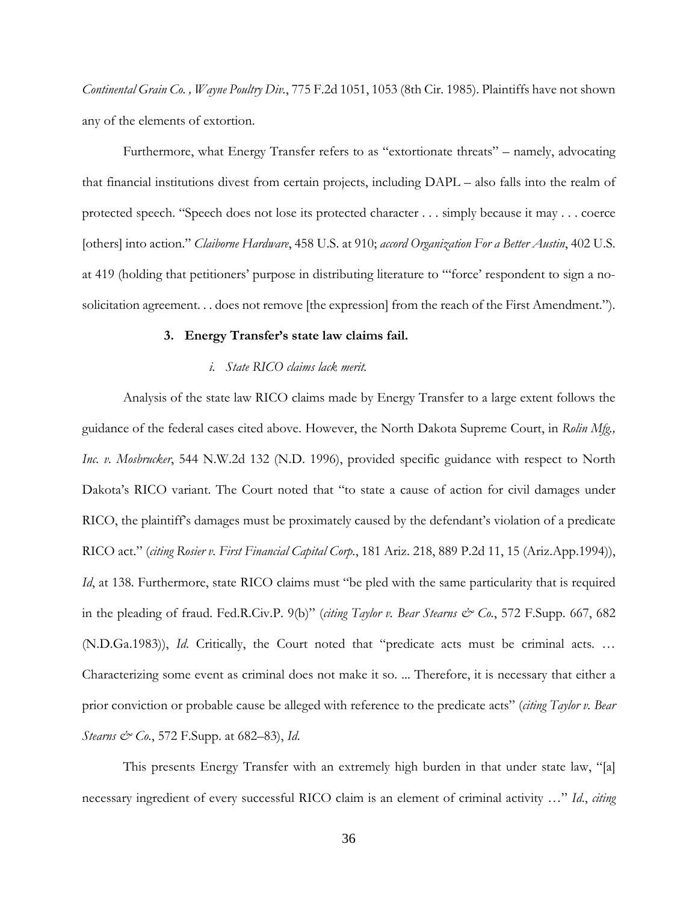*Continental Grain Co. , Wayne Poultry Div.*, 775 F.2d 1051, 1053 (8th Cir. 1985). Plaintiffs have not shown any of the elements of extortion.

Furthermore, what Energy Transfer refers to as "extortionate threats" – namely, advocating that financial institutions divest from certain projects, including DAPL – also falls into the realm of protected speech. "Speech does not lose its protected character . . . simply because it may . . . coerce [others] into action." *Claiborne Hardware*, 458 U.S. at 910; *accord Organization For a Better Austin*, 402 U.S. at 419 (holding that petitioners' purpose in distributing literature to "'force' respondent to sign a no-solicitation agreement. . . does not remove [the expression] from the reach of the First Amendment.").

### 3. Energy Transfer's state law claims fail.

#### *i. State RICO claims lack merit.*

Analysis of the state law RICO claims made by Energy Transfer to a large extent follows the guidance of the federal cases cited above. However, the North Dakota Supreme Court, in *Rolin Mfg., Inc. v. Mosbrucker*, 544 N.W.2d 132 (N.D. 1996), provided specific guidance with respect to North Dakota's RICO variant. The Court noted that "to state a cause of action for civil damages under RICO, the plaintiff's damages must be proximately caused by the defendant's violation of a predicate RICO act." (*citing Rosier v. First Financial Capital Corp.*, 181 Ariz. 218, 889 P.2d 11, 15 (Ariz.App.1994)), *Id*, at 138. Furthermore, state RICO claims must "be pled with the same particularity that is required in the pleading of fraud. Fed.R.Civ.P. 9(b)" (*citing Taylor v. Bear Stearns & Co.*, 572 F.Supp. 667, 682 (N.D.Ga.1983)), *Id.* Critically, the Court noted that "predicate acts must be criminal acts. … Characterizing some event as criminal does not make it so. ... Therefore, it is necessary that either a prior conviction or probable cause be alleged with reference to the predicate acts" (*citing Taylor v. Bear Stearns & Co.*, 572 F.Supp. at 682–83), *Id.*

This presents Energy Transfer with an extremely high burden in that under state law, "[a] necessary ingredient of every successful RICO claim is an element of criminal activity …" *Id.*, *citing*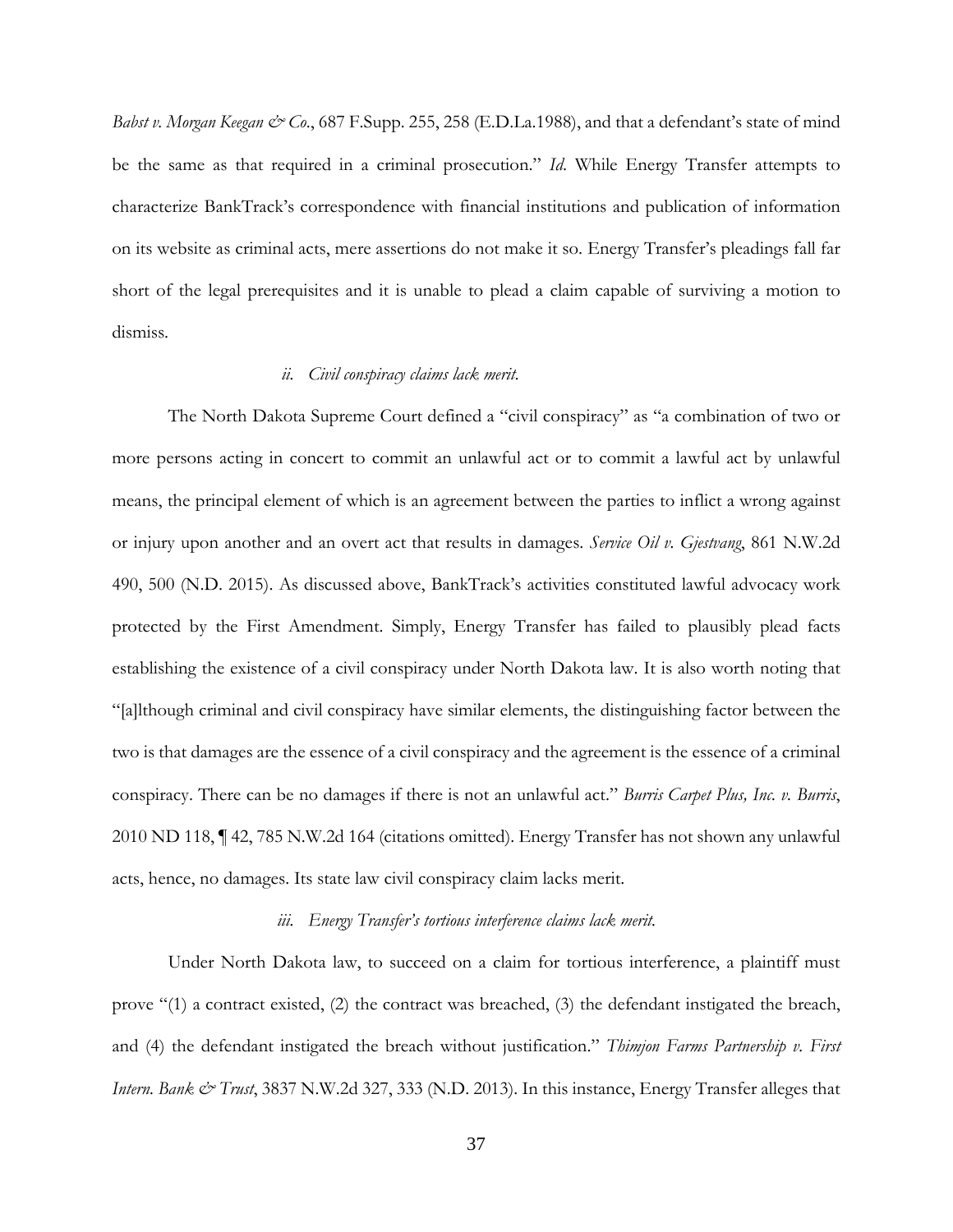*Babst v. Morgan Keegan & Co.*, 687 F.Supp. 255, 258 (E.D.La.1988), and that a defendant's state of mind be the same as that required in a criminal prosecution." *Id.* While Energy Transfer attempts to characterize BankTrack's correspondence with financial institutions and publication of information on its website as criminal acts, mere assertions do not make it so. Energy Transfer's pleadings fall far short of the legal prerequisites and it is unable to plead a claim capable of surviving a motion to dismiss.

*ii. Civil conspiracy claims lack merit.*

The North Dakota Supreme Court defined a "civil conspiracy" as "a combination of two or more persons acting in concert to commit an unlawful act or to commit a lawful act by unlawful means, the principal element of which is an agreement between the parties to inflict a wrong against or injury upon another and an overt act that results in damages. *Service Oil v. Gjestvang*, 861 N.W.2d 490, 500 (N.D. 2015). As discussed above, BankTrack's activities constituted lawful advocacy work protected by the First Amendment. Simply, Energy Transfer has failed to plausibly plead facts establishing the existence of a civil conspiracy under North Dakota law. It is also worth noting that "[a]lthough criminal and civil conspiracy have similar elements, the distinguishing factor between the two is that damages are the essence of a civil conspiracy and the agreement is the essence of a criminal conspiracy. There can be no damages if there is not an unlawful act." *Burris Carpet Plus, Inc. v. Burris*, 2010 ND 118, ¶ 42, 785 N.W.2d 164 (citations omitted). Energy Transfer has not shown any unlawful acts, hence, no damages. Its state law civil conspiracy claim lacks merit.

*iii. Energy Transfer's tortious interference claims lack merit.*

Under North Dakota law, to succeed on a claim for tortious interference, a plaintiff must prove "(1) a contract existed, (2) the contract was breached, (3) the defendant instigated the breach, and (4) the defendant instigated the breach without justification." *Thimjon Farms Partnership v. First Intern. Bank & Trust*, 3837 N.W.2d 327, 333 (N.D. 2013). In this instance, Energy Transfer alleges that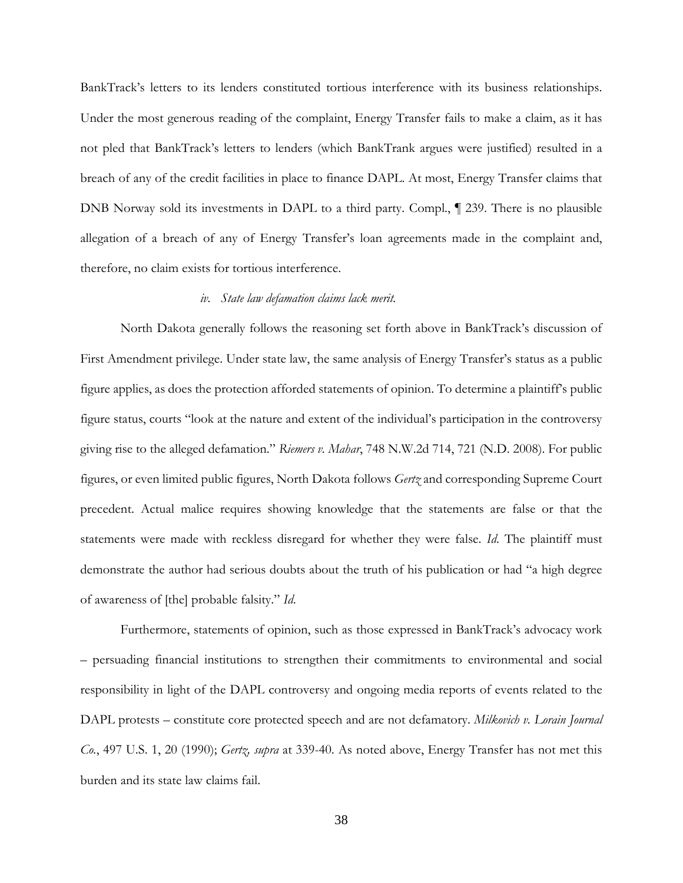BankTrack's letters to its lenders constituted tortious interference with its business relationships. Under the most generous reading of the complaint, Energy Transfer fails to make a claim, as it has not pled that BankTrack's letters to lenders (which BankTrank argues were justified) resulted in a breach of any of the credit facilities in place to finance DAPL. At most, Energy Transfer claims that DNB Norway sold its investments in DAPL to a third party. Compl., ¶ 239. There is no plausible allegation of a breach of any of Energy Transfer's loan agreements made in the complaint and, therefore, no claim exists for tortious interference.

*iv. State law defamation claims lack merit.*

North Dakota generally follows the reasoning set forth above in BankTrack's discussion of First Amendment privilege. Under state law, the same analysis of Energy Transfer's status as a public figure applies, as does the protection afforded statements of opinion. To determine a plaintiff's public figure status, courts "look at the nature and extent of the individual's participation in the controversy giving rise to the alleged defamation." *Riemers v. Mahar*, 748 N.W.2d 714, 721 (N.D. 2008). For public figures, or even limited public figures, North Dakota follows *Gertz* and corresponding Supreme Court precedent. Actual malice requires showing knowledge that the statements are false or that the statements were made with reckless disregard for whether they were false. *Id*. The plaintiff must demonstrate the author had serious doubts about the truth of his publication or had "a high degree of awareness of [the] probable falsity." *Id*.

Furthermore, statements of opinion, such as those expressed in BankTrack's advocacy work – persuading financial institutions to strengthen their commitments to environmental and social responsibility in light of the DAPL controversy and ongoing media reports of events related to the DAPL protests – constitute core protected speech and are not defamatory. *Milkovich v. Lorain Journal Co.*, 497 U.S. 1, 20 (1990); *Gertz, supra* at 339-40. As noted above, Energy Transfer has not met this burden and its state law claims fail.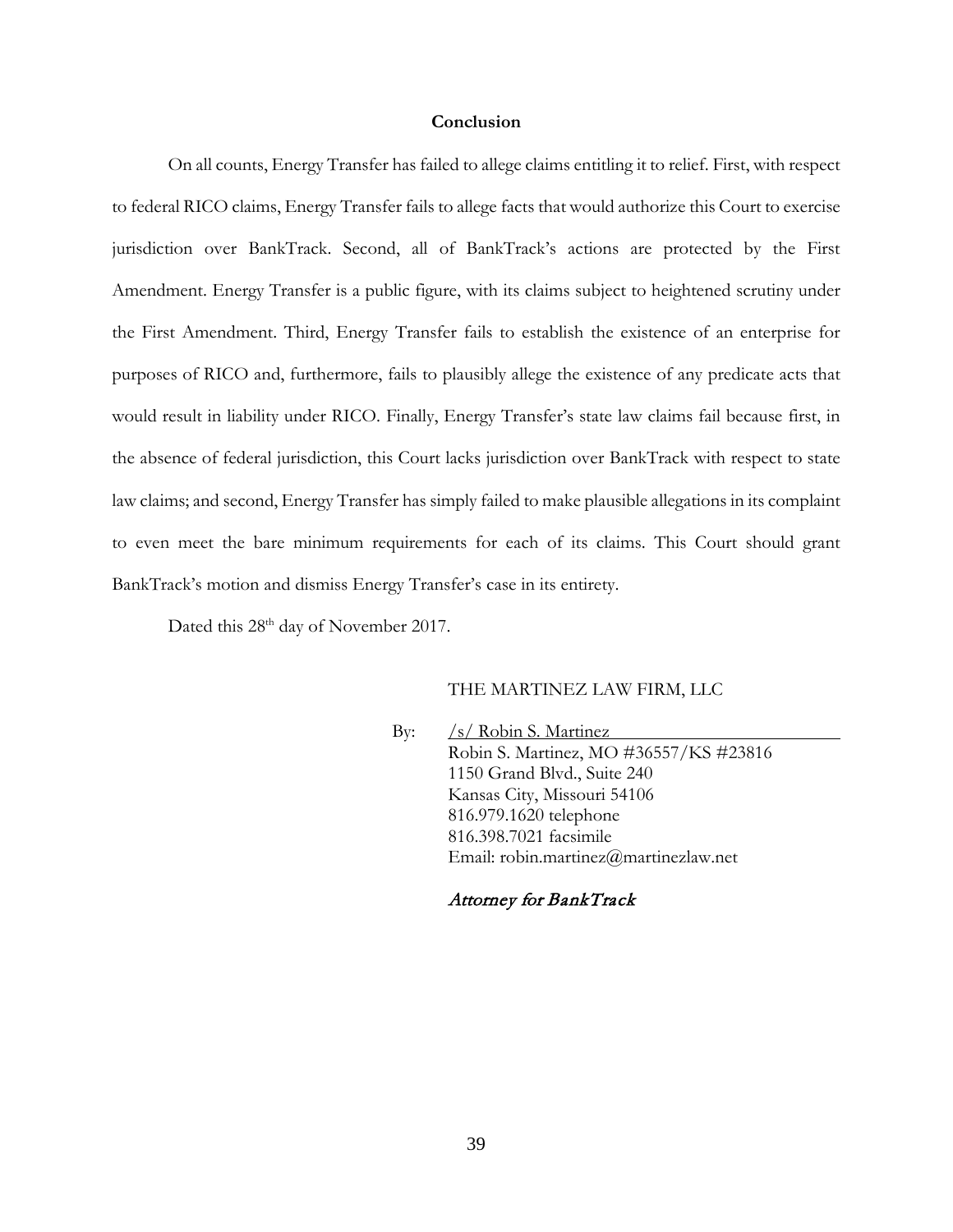## Conclusion

On all counts, Energy Transfer has failed to allege claims entitling it to relief. First, with respect to federal RICO claims, Energy Transfer fails to allege facts that would authorize this Court to exercise jurisdiction over BankTrack. Second, all of BankTrack's actions are protected by the First Amendment. Energy Transfer is a public figure, with its claims subject to heightened scrutiny under the First Amendment. Third, Energy Transfer fails to establish the existence of an enterprise for purposes of RICO and, furthermore, fails to plausibly allege the existence of any predicate acts that would result in liability under RICO. Finally, Energy Transfer's state law claims fail because first, in the absence of federal jurisdiction, this Court lacks jurisdiction over BankTrack with respect to state law claims; and second, Energy Transfer has simply failed to make plausible allegations in its complaint to even meet the bare minimum requirements for each of its claims. This Court should grant BankTrack's motion and dismiss Energy Transfer's case in its entirety.

Dated this 28th day of November 2017.

THE MARTINEZ LAW FIRM, LLC

By: /s/ Robin S. Martinez
Robin S. Martinez, MO #36557/KS #23816
1150 Grand Blvd., Suite 240
Kansas City, Missouri 54106
816.979.1620 telephone
816.398.7021 facsimile
Email: robin.martinez@martinezlaw.net

*Attorney for BankTrack*